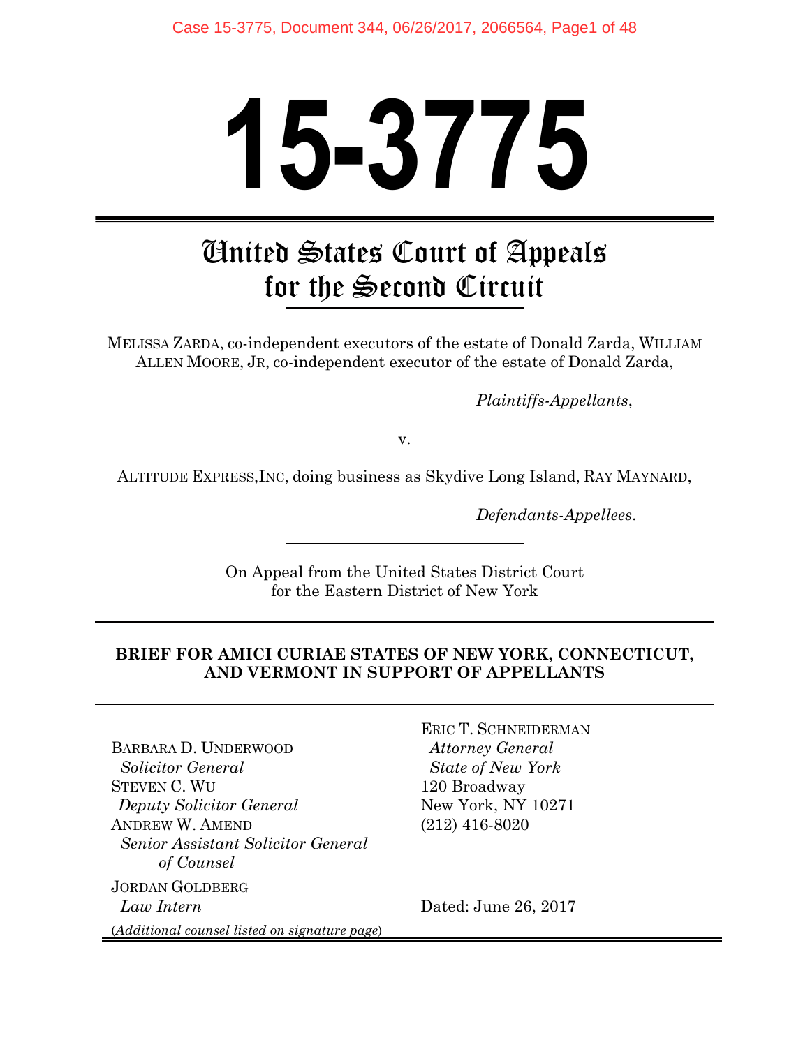# 15-3775

## United States Court of Appeals for the Second Circuit

MELISSA ZARDA, co-independent executors of the estate of Donald Zarda, WILLIAM ALLEN MOORE, JR, co-independent executor of the estate of Donald Zarda,

*Plaintiffs-Appellants*,

v.

ALTITUDE EXPRESS,INC, doing business as Skydive Long Island, RAY MAYNARD,

*Defendants-Appellees*.

On Appeal from the United States District Court for the Eastern District of New York

**BRIEF FOR AMICI CURIAE STATES OF NEW YORK, CONNECTICUT, AND VERMONT IN SUPPORT OF APPELLANTS**

BARBARA D. UNDERWOOD
*Solicitor General*
STEVEN C. WU
*Deputy Solicitor General*
ANDREW W. AMEND
*Senior Assistant Solicitor General of Counsel*
JORDAN GOLDBERG
*Law Intern*

(*Additional counsel listed on signature page*)

ERIC T. SCHNEIDERMAN
*Attorney General*
*State of New York*
120 Broadway
New York, NY 10271
(212) 416-8020

Dated: June 26, 2017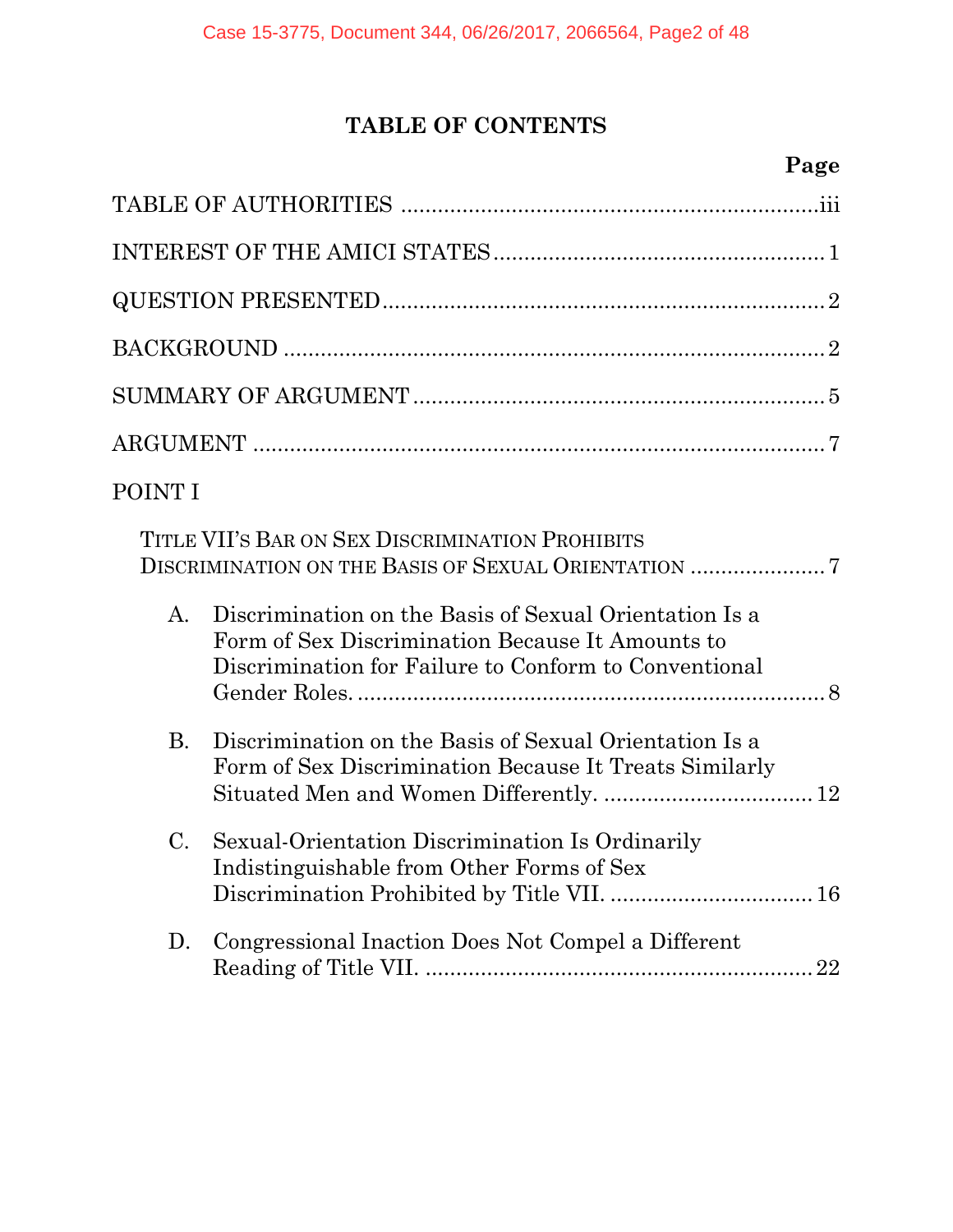# TABLE OF CONTENTS

| | Page |
|---|---|
| TABLE OF AUTHORITIES | iii |
| INTEREST OF THE AMICI STATES | 1 |
| QUESTION PRESENTED | 2 |
| BACKGROUND | 2 |
| SUMMARY OF ARGUMENT | 5 |
| ARGUMENT | 7 |
| POINT I | |
| TITLE VII'S BAR ON SEX DISCRIMINATION PROHIBITS DISCRIMINATION ON THE BASIS OF SEXUAL ORIENTATION | 7 |
| A. Discrimination on the Basis of Sexual Orientation Is a Form of Sex Discrimination Because It Amounts to Discrimination for Failure to Conform to Conventional Gender Roles. | 8 |
| B. Discrimination on the Basis of Sexual Orientation Is a Form of Sex Discrimination Because It Treats Similarly Situated Men and Women Differently. | 12 |
| C. Sexual-Orientation Discrimination Is Ordinarily Indistinguishable from Other Forms of Sex Discrimination Prohibited by Title VII. | 16 |
| D. Congressional Inaction Does Not Compel a Different Reading of Title VII. | 22 |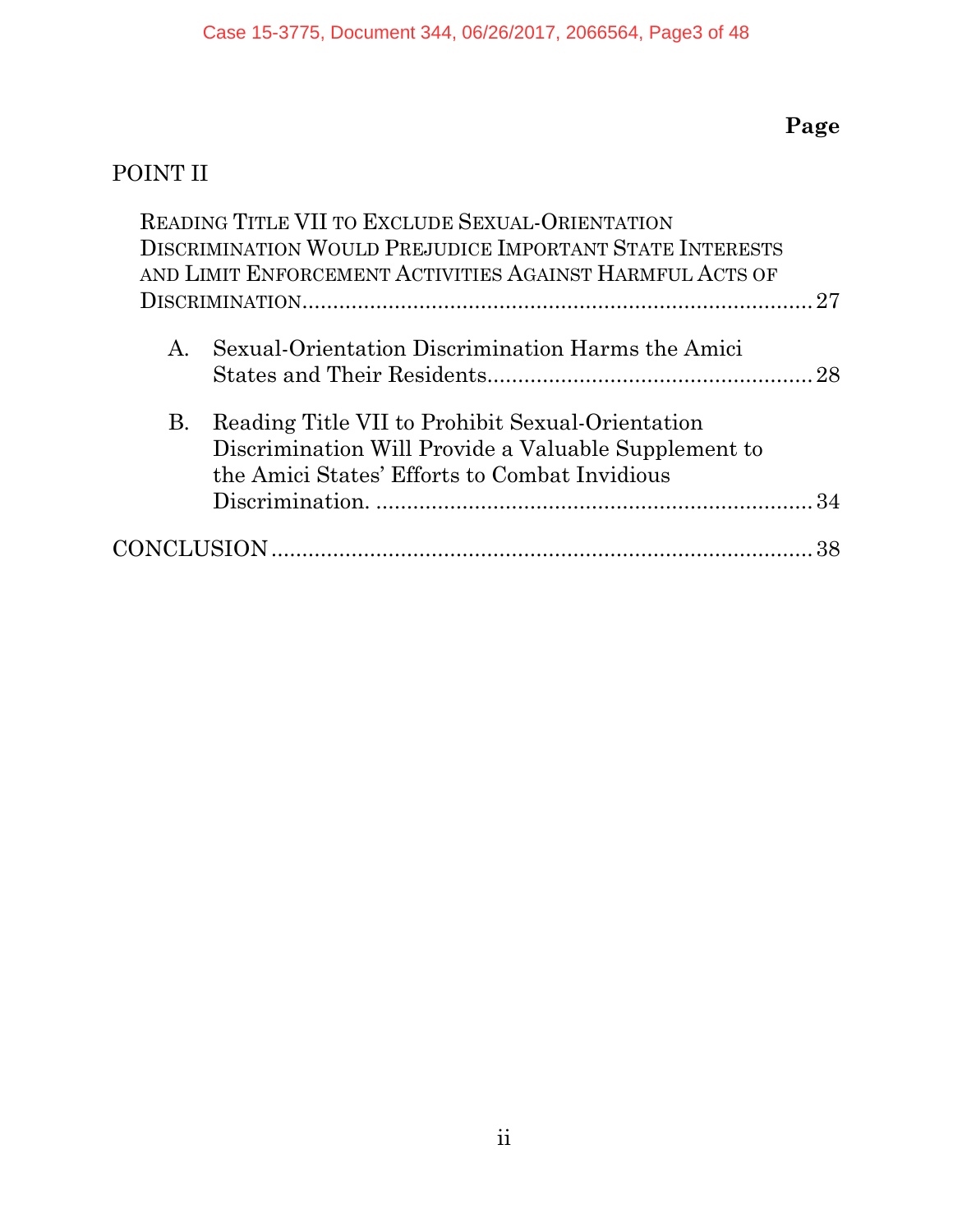| | Page |
|---|---|
| POINT II | |
| READING TITLE VII TO EXCLUDE SEXUAL-ORIENTATION DISCRIMINATION WOULD PREJUDICE IMPORTANT STATE INTERESTS AND LIMIT ENFORCEMENT ACTIVITIES AGAINST HARMFUL ACTS OF DISCRIMINATION | 27 |
| A. Sexual-Orientation Discrimination Harms the Amici States and Their Residents | 28 |
| B. Reading Title VII to Prohibit Sexual-Orientation Discrimination Will Provide a Valuable Supplement to the Amici States' Efforts to Combat Invidious Discrimination. | 34 |
| CONCLUSION | 38 |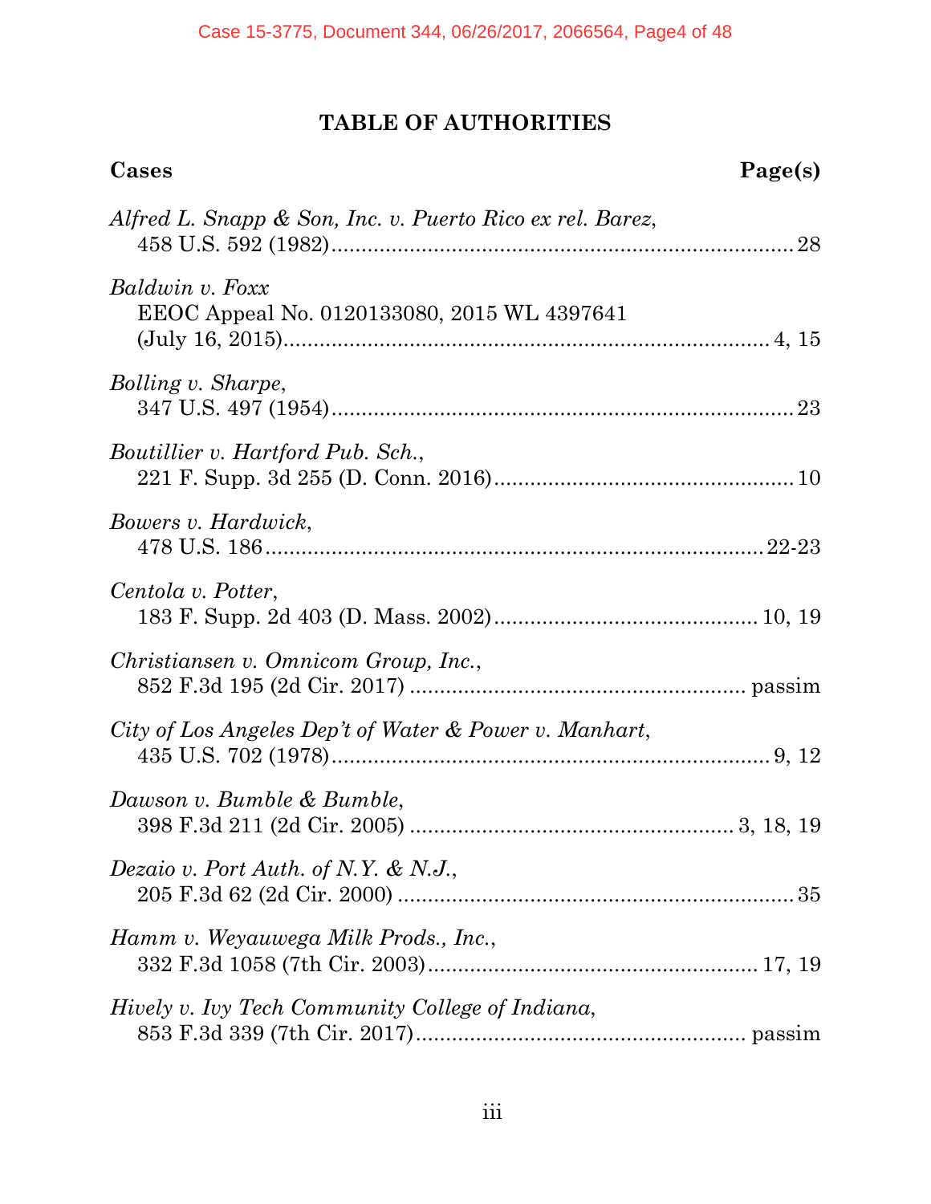# TABLE OF AUTHORITIES

| Cases | Page(s) |
|---|---|
| *Alfred L. Snapp & Son, Inc. v. Puerto Rico ex rel. Barez*, 458 U.S. 592 (1982) | 28 |
| *Baldwin v. Foxx* EEOC Appeal No. 0120133080, 2015 WL 4397641 (July 16, 2015) | 4, 15 |
| *Bolling v. Sharpe*, 347 U.S. 497 (1954) | 23 |
| *Boutillier v. Hartford Pub. Sch.*, 221 F. Supp. 3d 255 (D. Conn. 2016) | 10 |
| *Bowers v. Hardwick*, 478 U.S. 186 | 22-23 |
| *Centola v. Potter*, 183 F. Supp. 2d 403 (D. Mass. 2002) | 10, 19 |
| *Christiansen v. Omnicom Group, Inc.*, 852 F.3d 195 (2d Cir. 2017) | passim |
| *City of Los Angeles Dep't of Water & Power v. Manhart*, 435 U.S. 702 (1978) | 9, 12 |
| *Dawson v. Bumble & Bumble*, 398 F.3d 211 (2d Cir. 2005) | 3, 18, 19 |
| *Dezaio v. Port Auth. of N.Y. & N.J.*, 205 F.3d 62 (2d Cir. 2000) | 35 |
| *Hamm v. Weyauwega Milk Prods., Inc.*, 332 F.3d 1058 (7th Cir. 2003) | 17, 19 |
| *Hively v. Ivy Tech Community College of Indiana*, 853 F.3d 339 (7th Cir. 2017) | passim |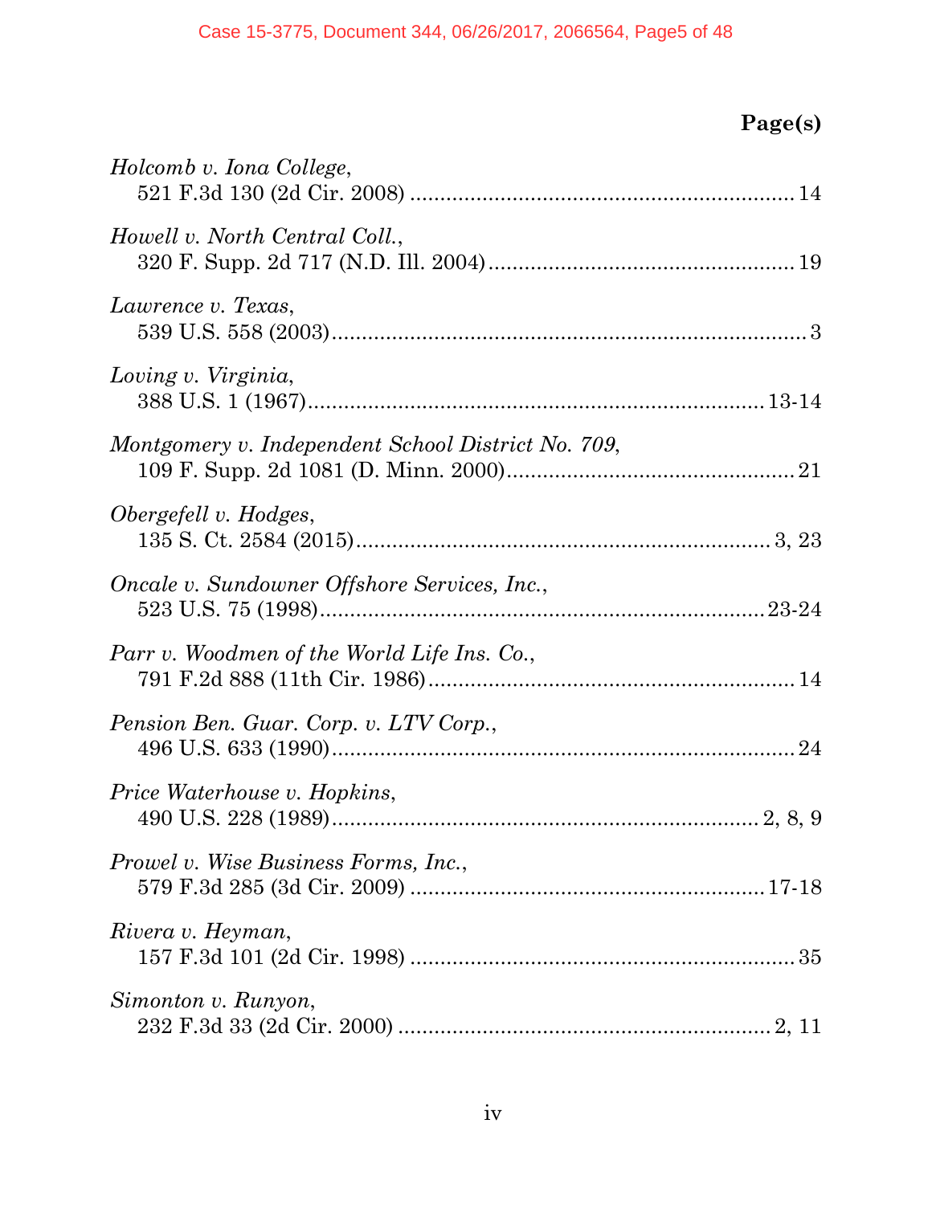**Page(s)**

*Holcomb v. Iona College*,
521 F.3d 130 (2d Cir. 2008) .................................................................14

*Howell v. North Central Coll.*,
320 F. Supp. 2d 717 (N.D. Ill. 2004)...................................................19

*Lawrence v. Texas*,
539 U.S. 558 (2003)..................................................................................3

*Loving v. Virginia*,
388 U.S. 1 (1967).............................................................................13-14

*Montgomery v. Independent School District No. 709*,
109 F. Supp. 2d 1081 (D. Minn. 2000)................................................21

*Obergefell v. Hodges*,
135 S. Ct. 2584 (2015)......................................................................3, 23

*Oncale v. Sundowner Offshore Services, Inc.*,
523 U.S. 75 (1998)...........................................................................23-24

*Parr v. Woodmen of the World Life Ins. Co.*,
791 F.2d 888 (11th Cir. 1986).............................................................14

*Pension Ben. Guar. Corp. v. LTV Corp.*,
496 U.S. 633 (1990)................................................................................24

*Price Waterhouse v. Hopkins*,
490 U.S. 228 (1989)........................................................................2, 8, 9

*Prowel v. Wise Business Forms, Inc.*,
579 F.3d 285 (3d Cir. 2009) ...........................................................17-18

*Rivera v. Heyman*,
157 F.3d 101 (2d Cir. 1998) .................................................................35

*Simonton v. Runyon*,
232 F.3d 33 (2d Cir. 2000) ...............................................................2, 11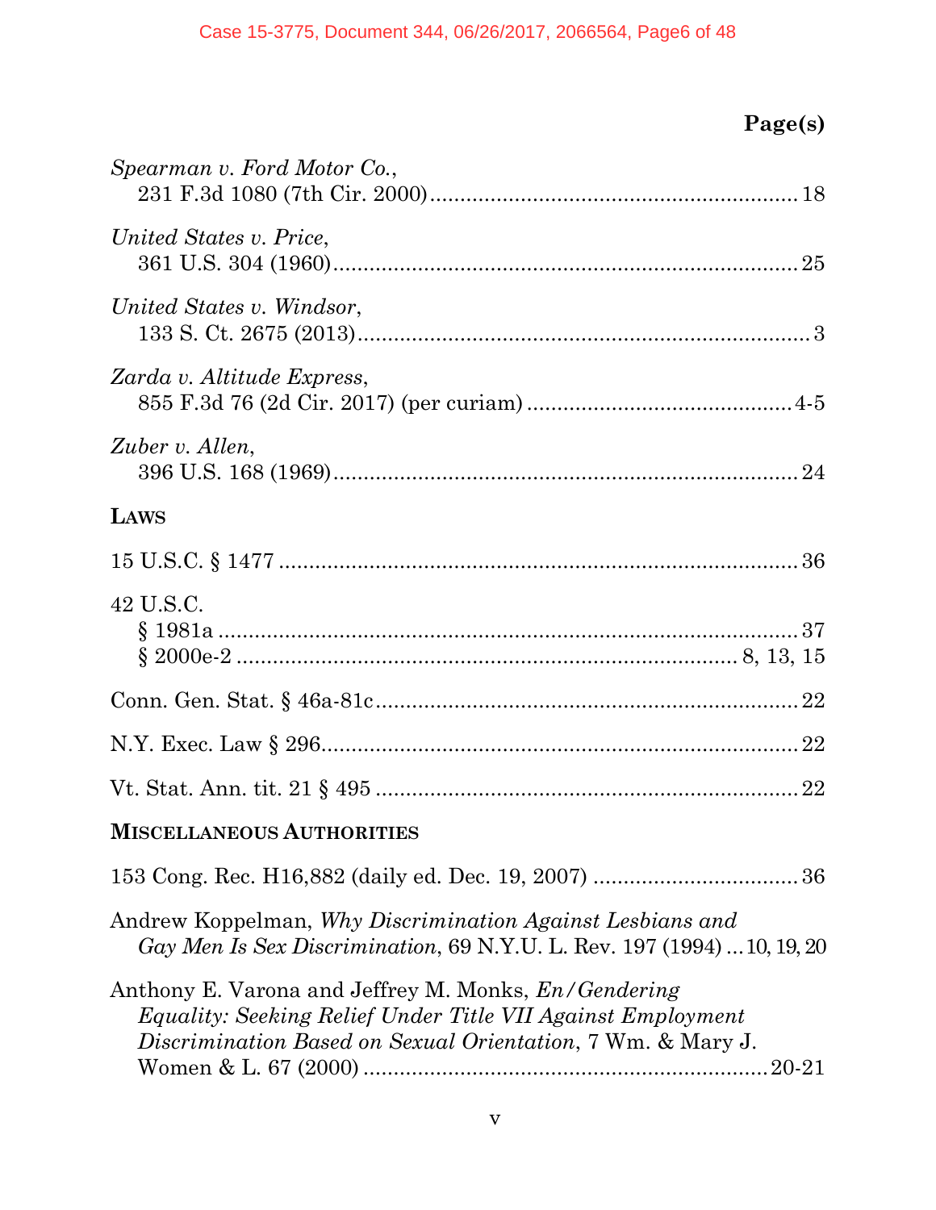**Page(s)**

*Spearman v. Ford Motor Co.*,
231 F.3d 1080 (7th Cir. 2000) .......................................................... 18

*United States v. Price*,
361 U.S. 304 (1960) .......................................................................... 25

*United States v. Windsor*,
133 S. Ct. 2675 (2013) ........................................................................ 3

*Zarda v. Altitude Express*,
855 F.3d 76 (2d Cir. 2017) (per curiam) ........................................ 4-5

*Zuber v. Allen*,
396 U.S. 168 (1969) .......................................................................... 24

**LAWS**

15 U.S.C. § 1477 .................................................................................. 36

42 U.S.C.
§ 1981a ............................................................................................. 37
§ 2000e-2 ............................................................................... 8, 13, 15

Conn. Gen. Stat. § 46a-81c .................................................................. 22

N.Y. Exec. Law § 296 .......................................................................... 22

Vt. Stat. Ann. tit. 21 § 495 .................................................................. 22

**MISCELLANEOUS AUTHORITIES**

153 Cong. Rec. H16,882 (daily ed. Dec. 19, 2007) ................................ 36

Andrew Koppelman, *Why Discrimination Against Lesbians and Gay Men Is Sex Discrimination*, 69 N.Y.U. L. Rev. 197 (1994) ... 10, 19, 20

Anthony E. Varona and Jeffrey M. Monks, *En/Gendering Equality: Seeking Relief Under Title VII Against Employment Discrimination Based on Sexual Orientation*, 7 Wm. & Mary J. Women & L. 67 (2000) ................................................................ 20-21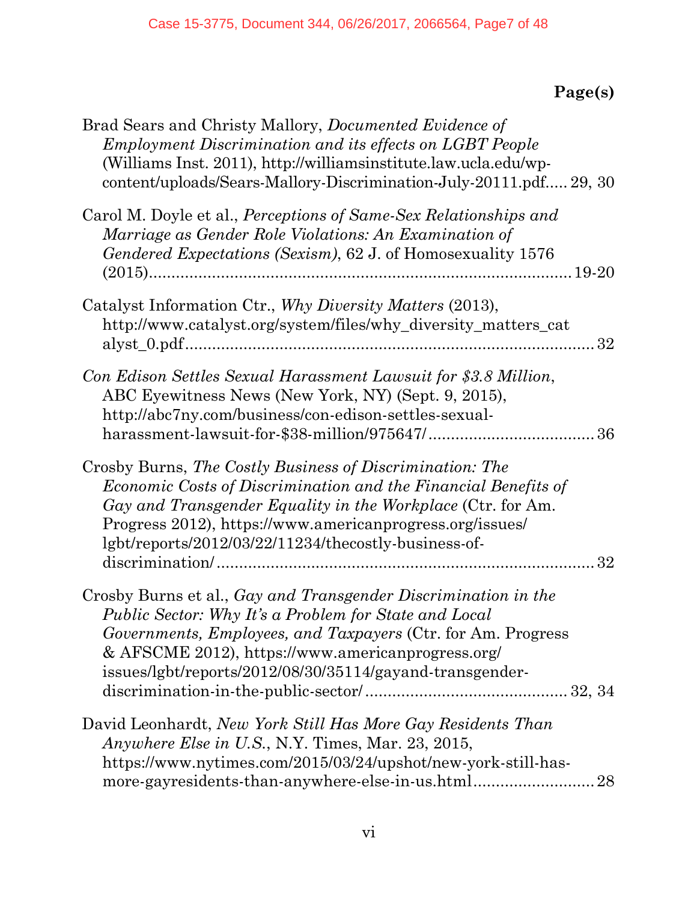**Page(s)**

Brad Sears and Christy Mallory, *Documented Evidence of Employment Discrimination and its effects on LGBT People* (Williams Inst. 2011), http://williamsinstitute.law.ucla.edu/wp-content/uploads/Sears-Mallory-Discrimination-July-20111.pdf..... 29, 30

Carol M. Doyle et al., *Perceptions of Same-Sex Relationships and Marriage as Gender Role Violations: An Examination of Gendered Expectations (Sexism)*, 62 J. of Homosexuality 1576 (2015)........................................................................................19-20

Catalyst Information Ctr., *Why Diversity Matters* (2013), http://www.catalyst.org/system/files/why_diversity_matters_catalyst_0.pdf........................................................................................32

*Con Edison Settles Sexual Harassment Lawsuit for $3.8 Million*, ABC Eyewitness News (New York, NY) (Sept. 9, 2015), http://abc7ny.com/business/con-edison-settles-sexual-harassment-lawsuit-for-$38-million/975647/.....................................36

Crosby Burns, *The Costly Business of Discrimination: The Economic Costs of Discrimination and the Financial Benefits of Gay and Transgender Equality in the Workplace* (Ctr. for Am. Progress 2012), https://www.americanprogress.org/issues/lgbt/reports/2012/03/22/11234/thecostly-business-of-discrimination/....................................................................................32

Crosby Burns et al., *Gay and Transgender Discrimination in the Public Sector: Why It's a Problem for State and Local Governments, Employees, and Taxpayers* (Ctr. for Am. Progress & AFSCME 2012), https://www.americanprogress.org/issues/lgbt/reports/2012/08/30/35114/gayand-transgender-discrimination-in-the-public-sector/.............................................32, 34

David Leonhardt, *New York Still Has More Gay Residents Than Anywhere Else in U.S.*, N.Y. Times, Mar. 23, 2015, https://www.nytimes.com/2015/03/24/upshot/new-york-still-has-more-gayresidents-than-anywhere-else-in-us.html...........................28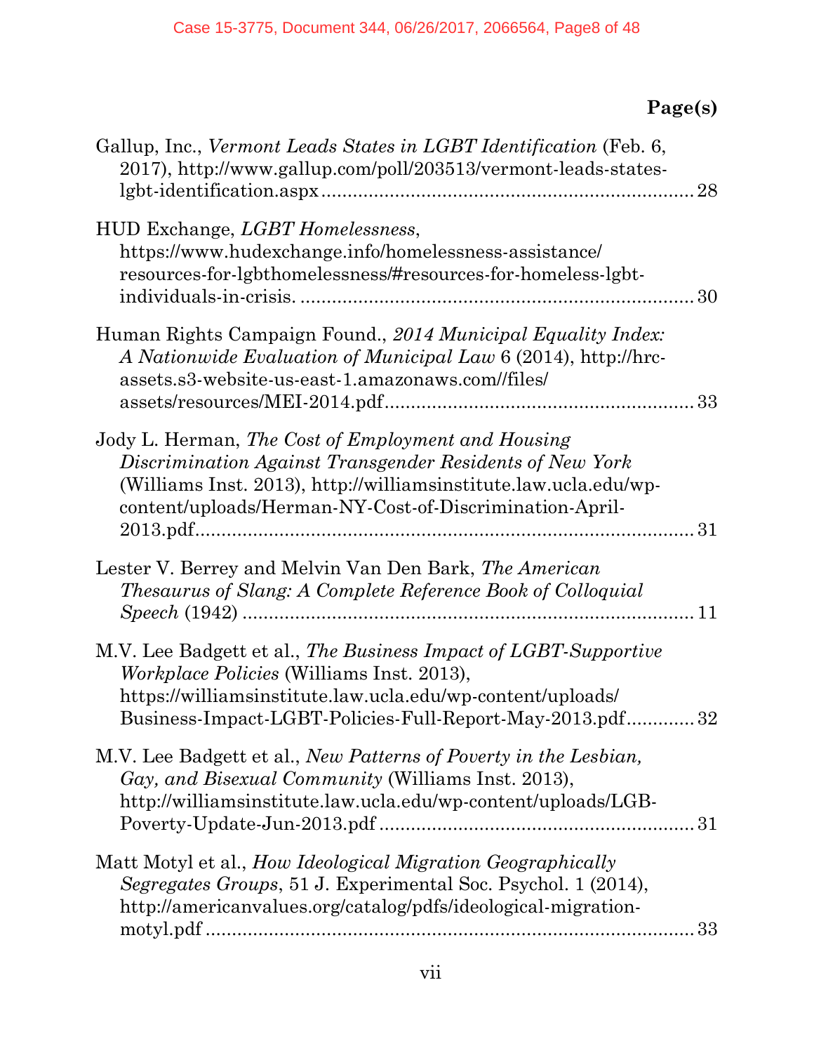**Page(s)**

Gallup, Inc., *Vermont Leads States in LGBT Identification* (Feb. 6, 2017), http://www.gallup.com/poll/203513/vermont-leads-states-lgbt-identification.aspx ........................................................................ 28

HUD Exchange, *LGBT Homelessness*, https://www.hudexchange.info/homelessness-assistance/resources-for-lgbthomelessness/#resources-for-homeless-lgbt-individuals-in-crisis. ............................................................................ 30

Human Rights Campaign Found., *2014 Municipal Equality Index: A Nationwide Evaluation of Municipal Law* 6 (2014), http://hrc-assets.s3-website-us-east-1.amazonaws.com//files/assets/resources/MEI-2014.pdf............................................................ 33

Jody L. Herman, *The Cost of Employment and Housing Discrimination Against Transgender Residents of New York* (Williams Inst. 2013), http://williamsinstitute.law.ucla.edu/wp-content/uploads/Herman-NY-Cost-of-Discrimination-April-2013.pdf.................................................................................................. 31

Lester V. Berrey and Melvin Van Den Bark, *The American Thesaurus of Slang: A Complete Reference Book of Colloquial Speech* (1942) ........................................................................................ 11

M.V. Lee Badgett et al., *The Business Impact of LGBT-Supportive Workplace Policies* (Williams Inst. 2013), https://williamsinstitute.law.ucla.edu/wp-content/uploads/Business-Impact-LGBT-Policies-Full-Report-May-2013.pdf............. 32

M.V. Lee Badgett et al., *New Patterns of Poverty in the Lesbian, Gay, and Bisexual Community* (Williams Inst. 2013), http://williamsinstitute.law.ucla.edu/wp-content/uploads/LGB-Poverty-Update-Jun-2013.pdf ............................................................ 31

Matt Motyl et al., *How Ideological Migration Geographically Segregates Groups*, 51 J. Experimental Soc. Psychol. 1 (2014), http://americanvalues.org/catalog/pdfs/ideological-migration-motyl.pdf ............................................................................................. 33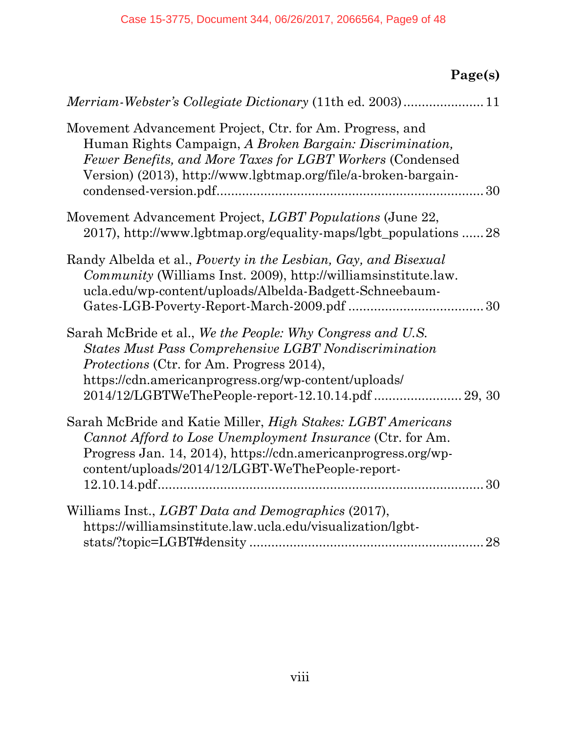**Page(s)**

*Merriam-Webster's Collegiate Dictionary* (11th ed. 2003) ..................... 11

Movement Advancement Project, Ctr. for Am. Progress, and Human Rights Campaign, *A Broken Bargain: Discrimination, Fewer Benefits, and More Taxes for LGBT Workers* (Condensed Version) (2013), http://www.lgbtmap.org/file/a-broken-bargain-condensed-version.pdf ..................................................................... 30

Movement Advancement Project, *LGBT Populations* (June 22, 2017), http://www.lgbtmap.org/equality-maps/lgbt_populations ...... 28

Randy Albelda et al., *Poverty in the Lesbian, Gay, and Bisexual Community* (Williams Inst. 2009), http://williamsinstitute.law.ucla.edu/wp-content/uploads/Albelda-Badgett-Schneebaum-Gates-LGB-Poverty-Report-March-2009.pdf ..................................... 30

Sarah McBride et al., *We the People: Why Congress and U.S. States Must Pass Comprehensive LGBT Nondiscrimination Protections* (Ctr. for Am. Progress 2014), https://cdn.americanprogress.org/wp-content/uploads/2014/12/LGBTWeThePeople-report-12.10.14.pdf ........................ 29, 30

Sarah McBride and Katie Miller, *High Stakes: LGBT Americans Cannot Afford to Lose Unemployment Insurance* (Ctr. for Am. Progress Jan. 14, 2014), https://cdn.americanprogress.org/wp-content/uploads/2014/12/LGBT-WeThePeople-report-12.10.14.pdf ......................................................................... 30

Williams Inst., *LGBT Data and Demographics* (2017), https://williamsinstitute.law.ucla.edu/visualization/lgbt-stats/?topic=LGBT#density ................................................................ 28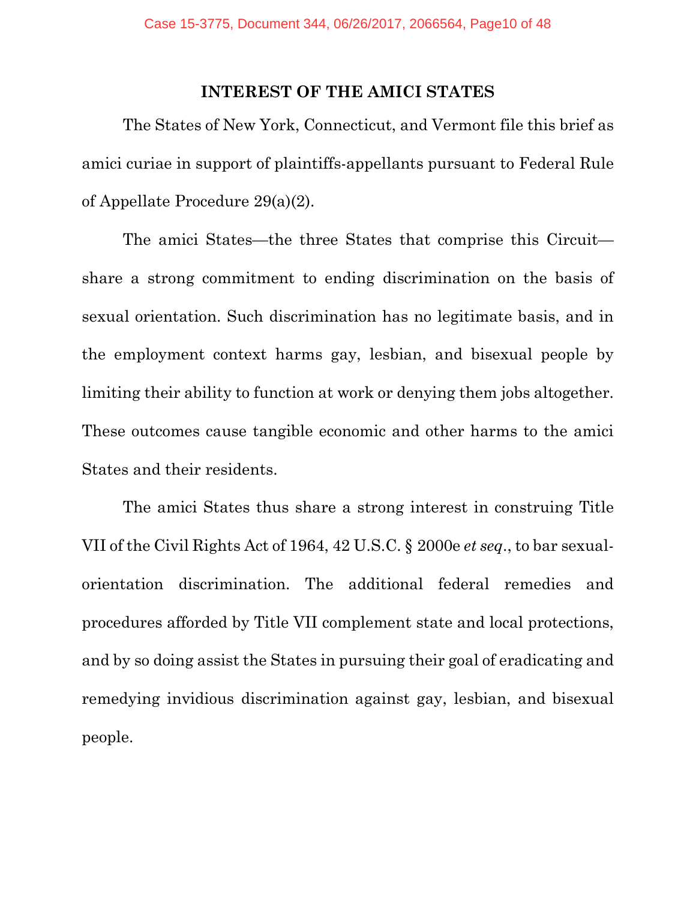## INTEREST OF THE AMICI STATES

The States of New York, Connecticut, and Vermont file this brief as amici curiae in support of plaintiffs-appellants pursuant to Federal Rule of Appellate Procedure 29(a)(2).

The amici States—the three States that comprise this Circuit—share a strong commitment to ending discrimination on the basis of sexual orientation. Such discrimination has no legitimate basis, and in the employment context harms gay, lesbian, and bisexual people by limiting their ability to function at work or denying them jobs altogether. These outcomes cause tangible economic and other harms to the amici States and their residents.

The amici States thus share a strong interest in construing Title VII of the Civil Rights Act of 1964, 42 U.S.C. § 2000e *et seq*., to bar sexual-orientation discrimination. The additional federal remedies and procedures afforded by Title VII complement state and local protections, and by so doing assist the States in pursuing their goal of eradicating and remedying invidious discrimination against gay, lesbian, and bisexual people.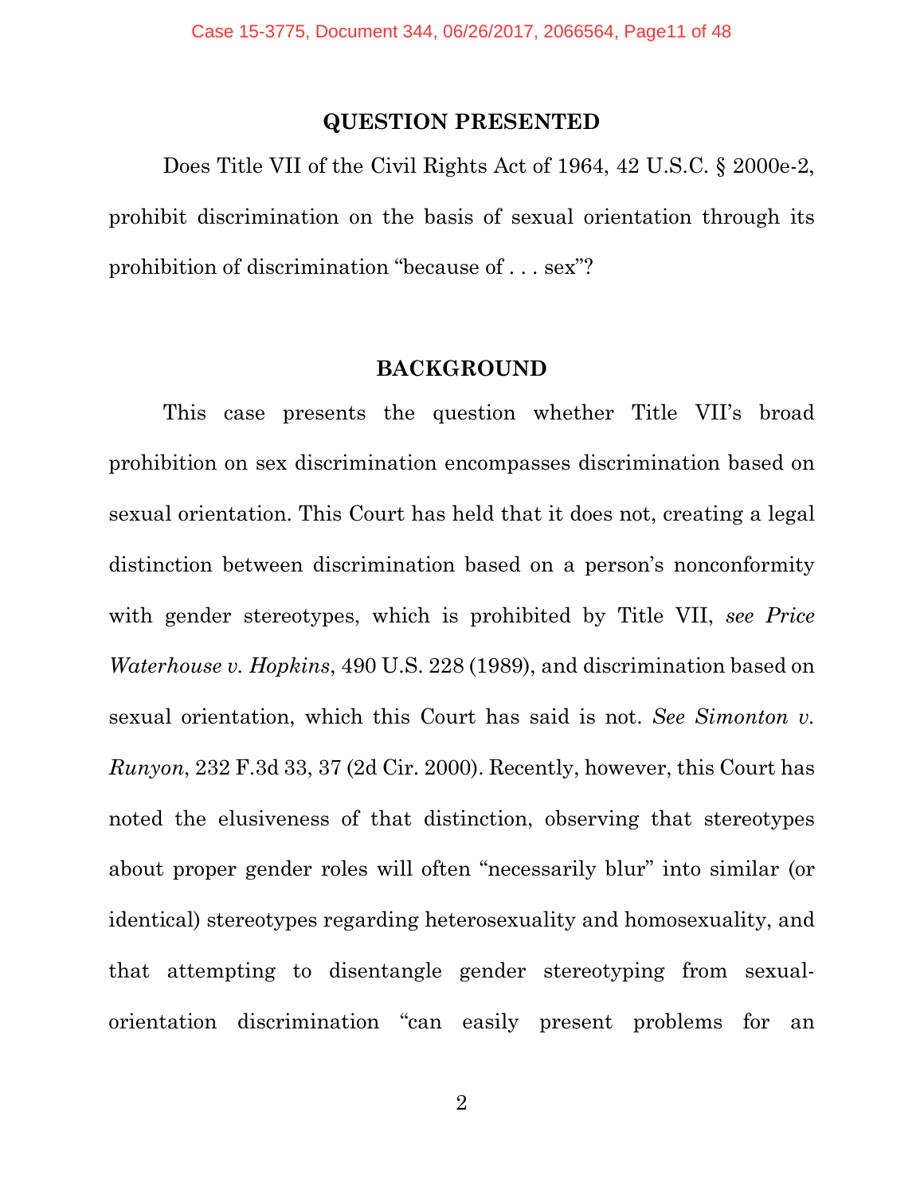## QUESTION PRESENTED

Does Title VII of the Civil Rights Act of 1964, 42 U.S.C. § 2000e-2, prohibit discrimination on the basis of sexual orientation through its prohibition of discrimination "because of . . . sex"?

## BACKGROUND

This case presents the question whether Title VII's broad prohibition on sex discrimination encompasses discrimination based on sexual orientation. This Court has held that it does not, creating a legal distinction between discrimination based on a person's nonconformity with gender stereotypes, which is prohibited by Title VII, *see Price Waterhouse v. Hopkins*, 490 U.S. 228 (1989), and discrimination based on sexual orientation, which this Court has said is not. *See Simonton v. Runyon*, 232 F.3d 33, 37 (2d Cir. 2000). Recently, however, this Court has noted the elusiveness of that distinction, observing that stereotypes about proper gender roles will often "necessarily blur" into similar (or identical) stereotypes regarding heterosexuality and homosexuality, and that attempting to disentangle gender stereotyping from sexual-orientation discrimination "can easily present problems for an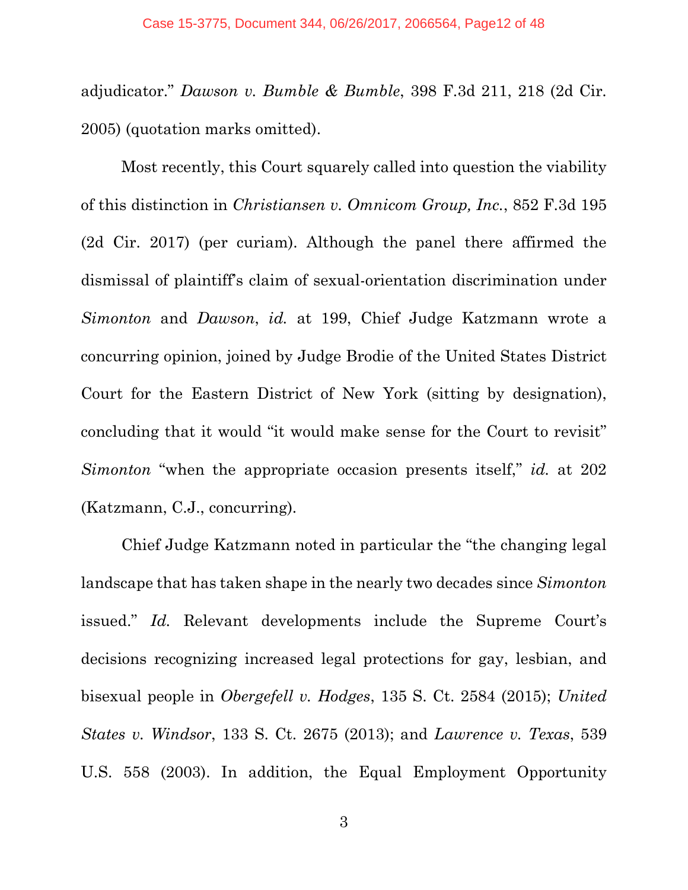adjudicator." *Dawson v. Bumble & Bumble*, 398 F.3d 211, 218 (2d Cir. 2005) (quotation marks omitted).

Most recently, this Court squarely called into question the viability of this distinction in *Christiansen v. Omnicom Group, Inc.*, 852 F.3d 195 (2d Cir. 2017) (per curiam). Although the panel there affirmed the dismissal of plaintiff's claim of sexual-orientation discrimination under *Simonton* and *Dawson*, *id.* at 199, Chief Judge Katzmann wrote a concurring opinion, joined by Judge Brodie of the United States District Court for the Eastern District of New York (sitting by designation), concluding that it would "it would make sense for the Court to revisit" *Simonton* "when the appropriate occasion presents itself," *id.* at 202 (Katzmann, C.J., concurring).

Chief Judge Katzmann noted in particular the "the changing legal landscape that has taken shape in the nearly two decades since *Simonton* issued." *Id.* Relevant developments include the Supreme Court's decisions recognizing increased legal protections for gay, lesbian, and bisexual people in *Obergefell v. Hodges*, 135 S. Ct. 2584 (2015); *United States v. Windsor*, 133 S. Ct. 2675 (2013); and *Lawrence v. Texas*, 539 U.S. 558 (2003). In addition, the Equal Employment Opportunity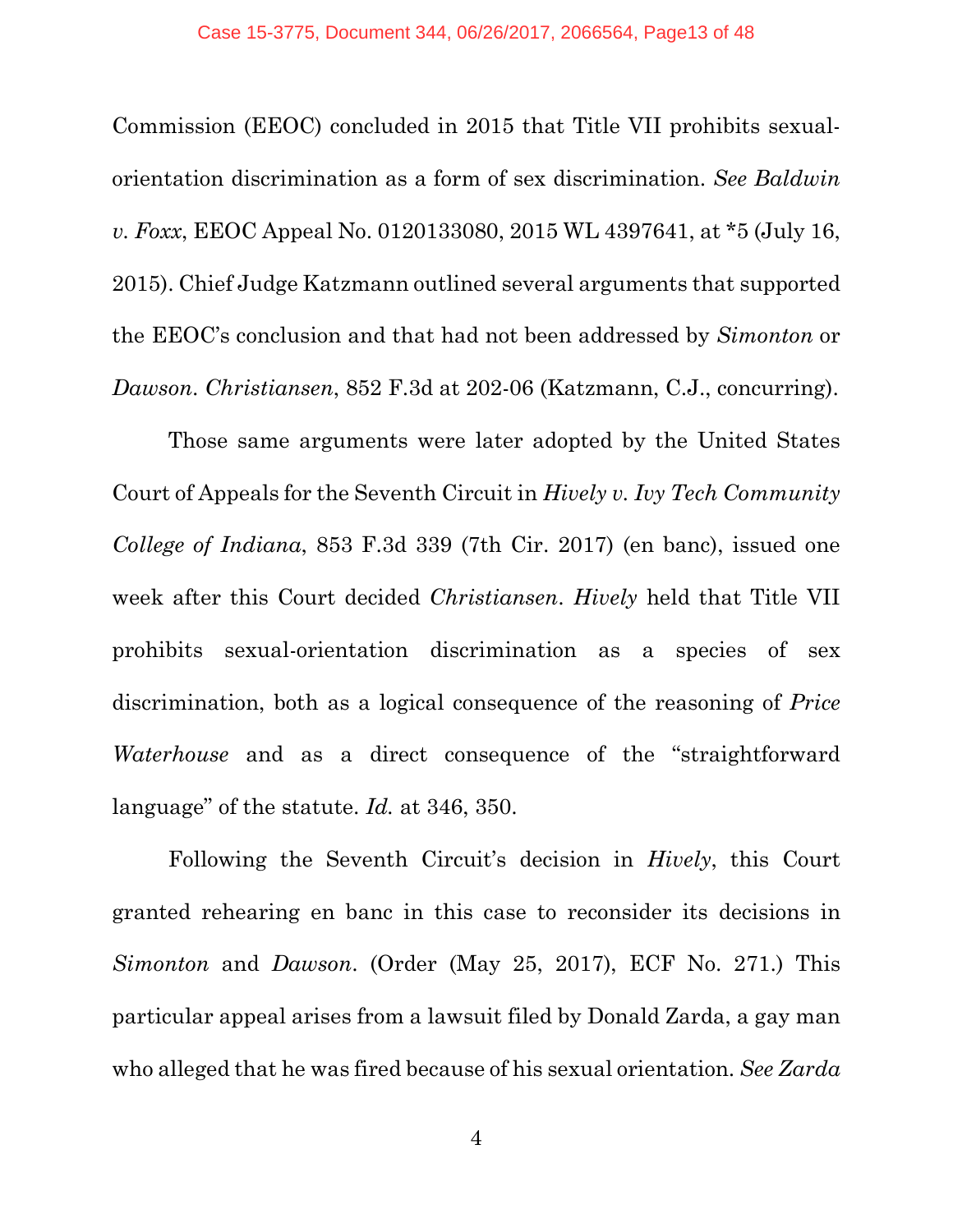Commission (EEOC) concluded in 2015 that Title VII prohibits sexual-orientation discrimination as a form of sex discrimination. *See Baldwin v. Foxx*, EEOC Appeal No. 0120133080, 2015 WL 4397641, at *5 (July 16, 2015). Chief Judge Katzmann outlined several arguments that supported the EEOC's conclusion and that had not been addressed by *Simonton* or *Dawson*. *Christiansen*, 852 F.3d at 202-06 (Katzmann, C.J., concurring).

Those same arguments were later adopted by the United States Court of Appeals for the Seventh Circuit in *Hively v. Ivy Tech Community College of Indiana*, 853 F.3d 339 (7th Cir. 2017) (en banc), issued one week after this Court decided *Christiansen*. *Hively* held that Title VII prohibits sexual-orientation discrimination as a species of sex discrimination, both as a logical consequence of the reasoning of *Price Waterhouse* and as a direct consequence of the "straightforward language" of the statute. *Id.* at 346, 350.

Following the Seventh Circuit's decision in *Hively*, this Court granted rehearing en banc in this case to reconsider its decisions in *Simonton* and *Dawson*. (Order (May 25, 2017), ECF No. 271.) This particular appeal arises from a lawsuit filed by Donald Zarda, a gay man who alleged that he was fired because of his sexual orientation. *See Zarda*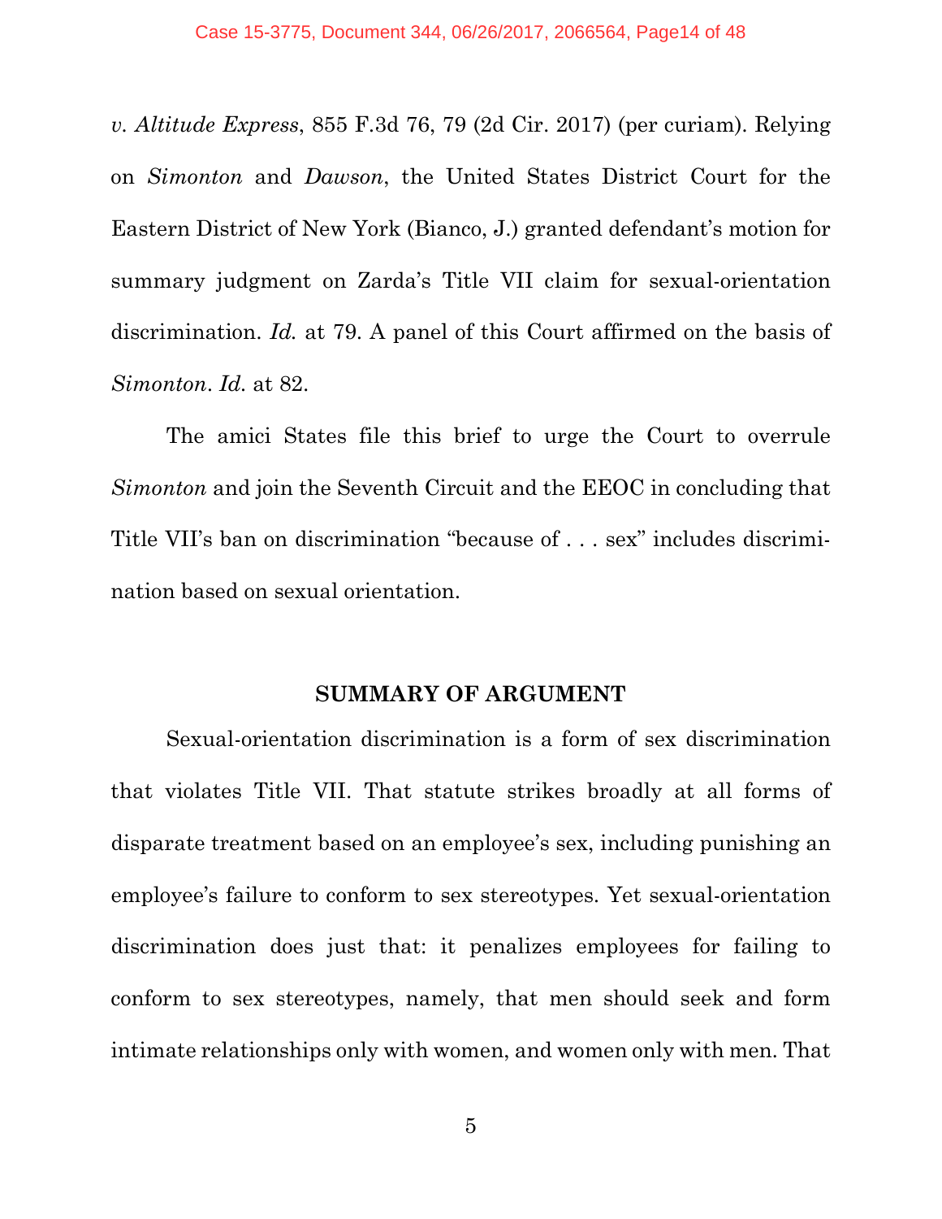*v. Altitude Express*, 855 F.3d 76, 79 (2d Cir. 2017) (per curiam). Relying on *Simonton* and *Dawson*, the United States District Court for the Eastern District of New York (Bianco, J.) granted defendant's motion for summary judgment on Zarda's Title VII claim for sexual-orientation discrimination. *Id.* at 79. A panel of this Court affirmed on the basis of *Simonton*. *Id.* at 82.

The amici States file this brief to urge the Court to overrule *Simonton* and join the Seventh Circuit and the EEOC in concluding that Title VII's ban on discrimination "because of . . . sex" includes discrimination based on sexual orientation.

## SUMMARY OF ARGUMENT

Sexual-orientation discrimination is a form of sex discrimination that violates Title VII. That statute strikes broadly at all forms of disparate treatment based on an employee's sex, including punishing an employee's failure to conform to sex stereotypes. Yet sexual-orientation discrimination does just that: it penalizes employees for failing to conform to sex stereotypes, namely, that men should seek and form intimate relationships only with women, and women only with men. That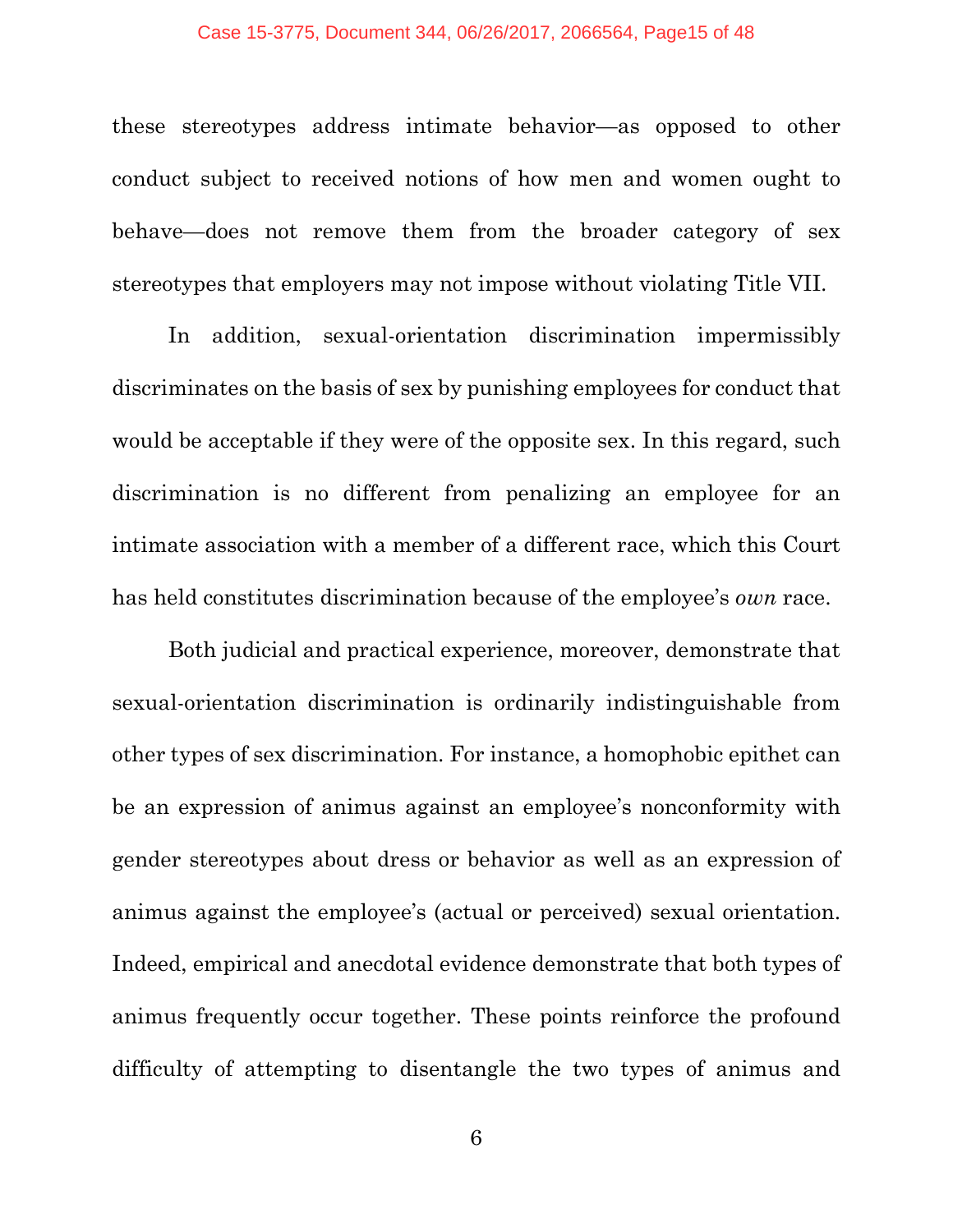these stereotypes address intimate behavior—as opposed to other conduct subject to received notions of how men and women ought to behave—does not remove them from the broader category of sex stereotypes that employers may not impose without violating Title VII.

In addition, sexual-orientation discrimination impermissibly discriminates on the basis of sex by punishing employees for conduct that would be acceptable if they were of the opposite sex. In this regard, such discrimination is no different from penalizing an employee for an intimate association with a member of a different race, which this Court has held constitutes discrimination because of the employee's *own* race.

Both judicial and practical experience, moreover, demonstrate that sexual-orientation discrimination is ordinarily indistinguishable from other types of sex discrimination. For instance, a homophobic epithet can be an expression of animus against an employee's nonconformity with gender stereotypes about dress or behavior as well as an expression of animus against the employee's (actual or perceived) sexual orientation. Indeed, empirical and anecdotal evidence demonstrate that both types of animus frequently occur together. These points reinforce the profound difficulty of attempting to disentangle the two types of animus and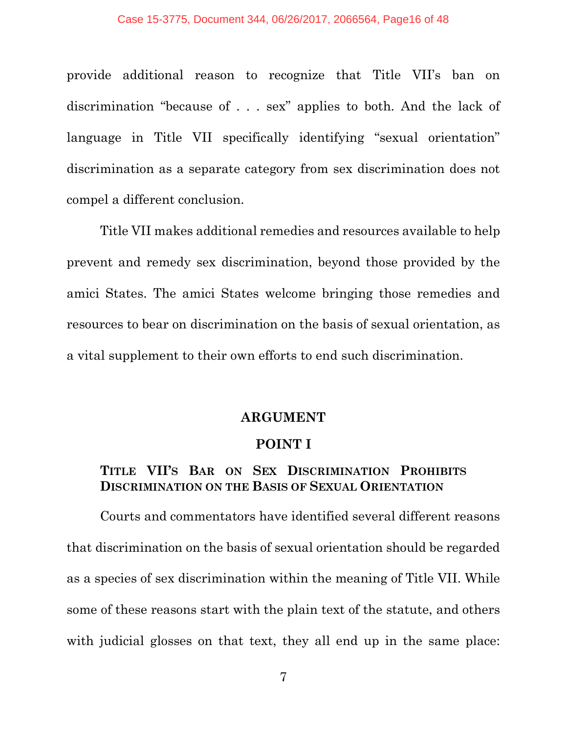provide additional reason to recognize that Title VII's ban on discrimination "because of . . . sex" applies to both. And the lack of language in Title VII specifically identifying "sexual orientation" discrimination as a separate category from sex discrimination does not compel a different conclusion.

Title VII makes additional remedies and resources available to help prevent and remedy sex discrimination, beyond those provided by the amici States. The amici States welcome bringing those remedies and resources to bear on discrimination on the basis of sexual orientation, as a vital supplement to their own efforts to end such discrimination.

## ARGUMENT

### POINT I

#### TITLE VII'S BAR ON SEX DISCRIMINATION PROHIBITS DISCRIMINATION ON THE BASIS OF SEXUAL ORIENTATION

Courts and commentators have identified several different reasons that discrimination on the basis of sexual orientation should be regarded as a species of sex discrimination within the meaning of Title VII. While some of these reasons start with the plain text of the statute, and others with judicial glosses on that text, they all end up in the same place: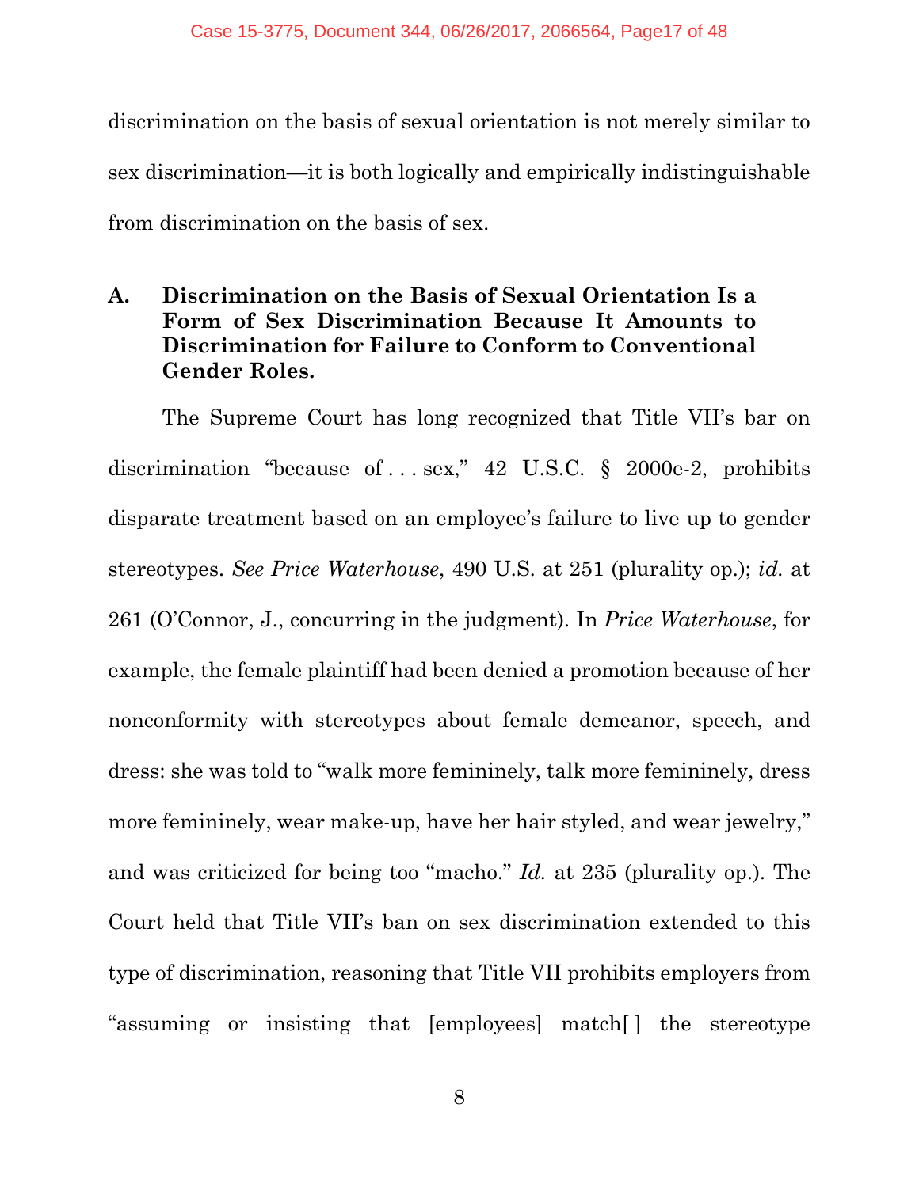discrimination on the basis of sexual orientation is not merely similar to sex discrimination—it is both logically and empirically indistinguishable from discrimination on the basis of sex.

### A. Discrimination on the Basis of Sexual Orientation Is a Form of Sex Discrimination Because It Amounts to Discrimination for Failure to Conform to Conventional Gender Roles.

The Supreme Court has long recognized that Title VII's bar on discrimination "because of . . . sex," 42 U.S.C. § 2000e-2, prohibits disparate treatment based on an employee's failure to live up to gender stereotypes. *See Price Waterhouse*, 490 U.S. at 251 (plurality op.); *id.* at 261 (O'Connor, J., concurring in the judgment). In *Price Waterhouse*, for example, the female plaintiff had been denied a promotion because of her nonconformity with stereotypes about female demeanor, speech, and dress: she was told to "walk more femininely, talk more femininely, dress more femininely, wear make-up, have her hair styled, and wear jewelry," and was criticized for being too "macho." *Id.* at 235 (plurality op.). The Court held that Title VII's ban on sex discrimination extended to this type of discrimination, reasoning that Title VII prohibits employers from "assuming or insisting that [employees] match[ ] the stereotype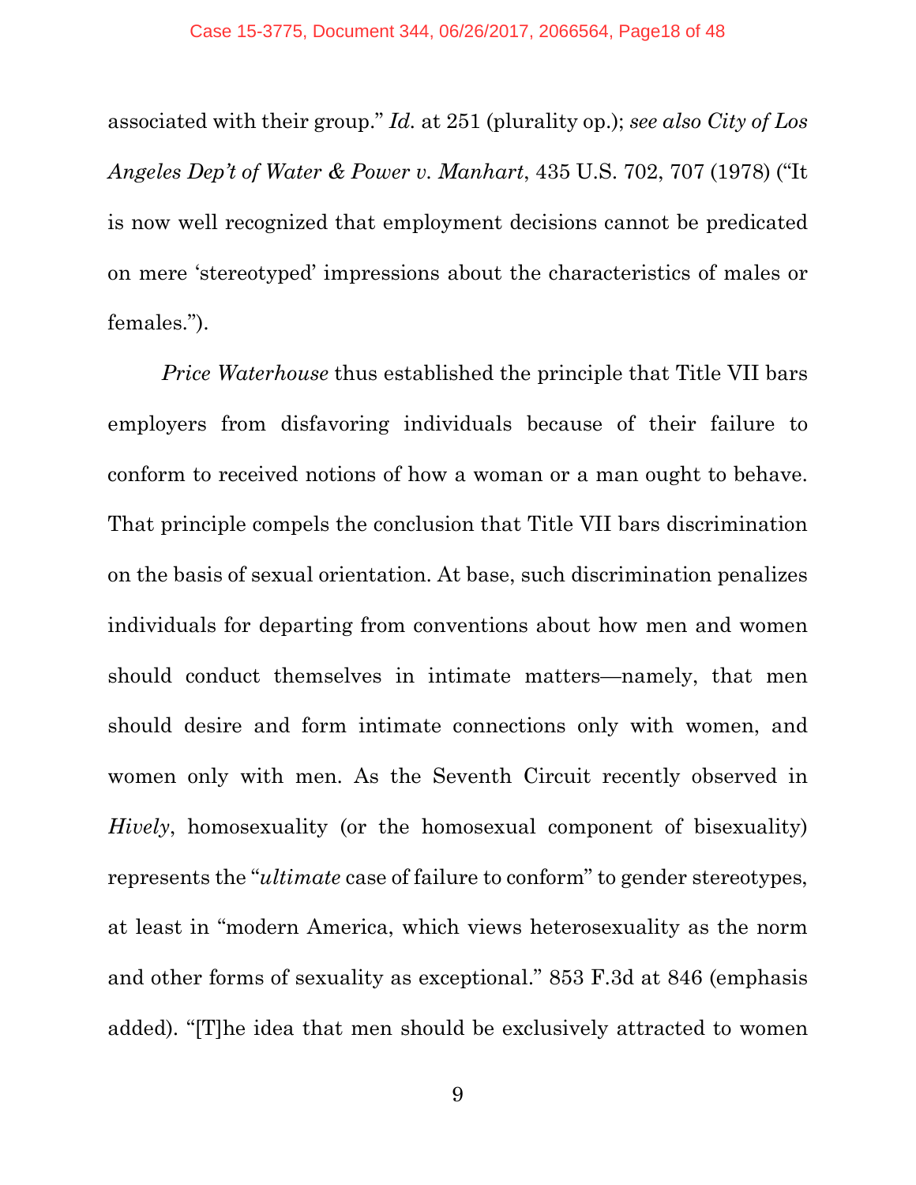associated with their group." *Id.* at 251 (plurality op.); *see also City of Los Angeles Dep't of Water & Power v. Manhart*, 435 U.S. 702, 707 (1978) ("It is now well recognized that employment decisions cannot be predicated on mere 'stereotyped' impressions about the characteristics of males or females.").

*Price Waterhouse* thus established the principle that Title VII bars employers from disfavoring individuals because of their failure to conform to received notions of how a woman or a man ought to behave. That principle compels the conclusion that Title VII bars discrimination on the basis of sexual orientation. At base, such discrimination penalizes individuals for departing from conventions about how men and women should conduct themselves in intimate matters—namely, that men should desire and form intimate connections only with women, and women only with men. As the Seventh Circuit recently observed in *Hively*, homosexuality (or the homosexual component of bisexuality) represents the "*ultimate* case of failure to conform" to gender stereotypes, at least in "modern America, which views heterosexuality as the norm and other forms of sexuality as exceptional." 853 F.3d at 846 (emphasis added). "[T]he idea that men should be exclusively attracted to women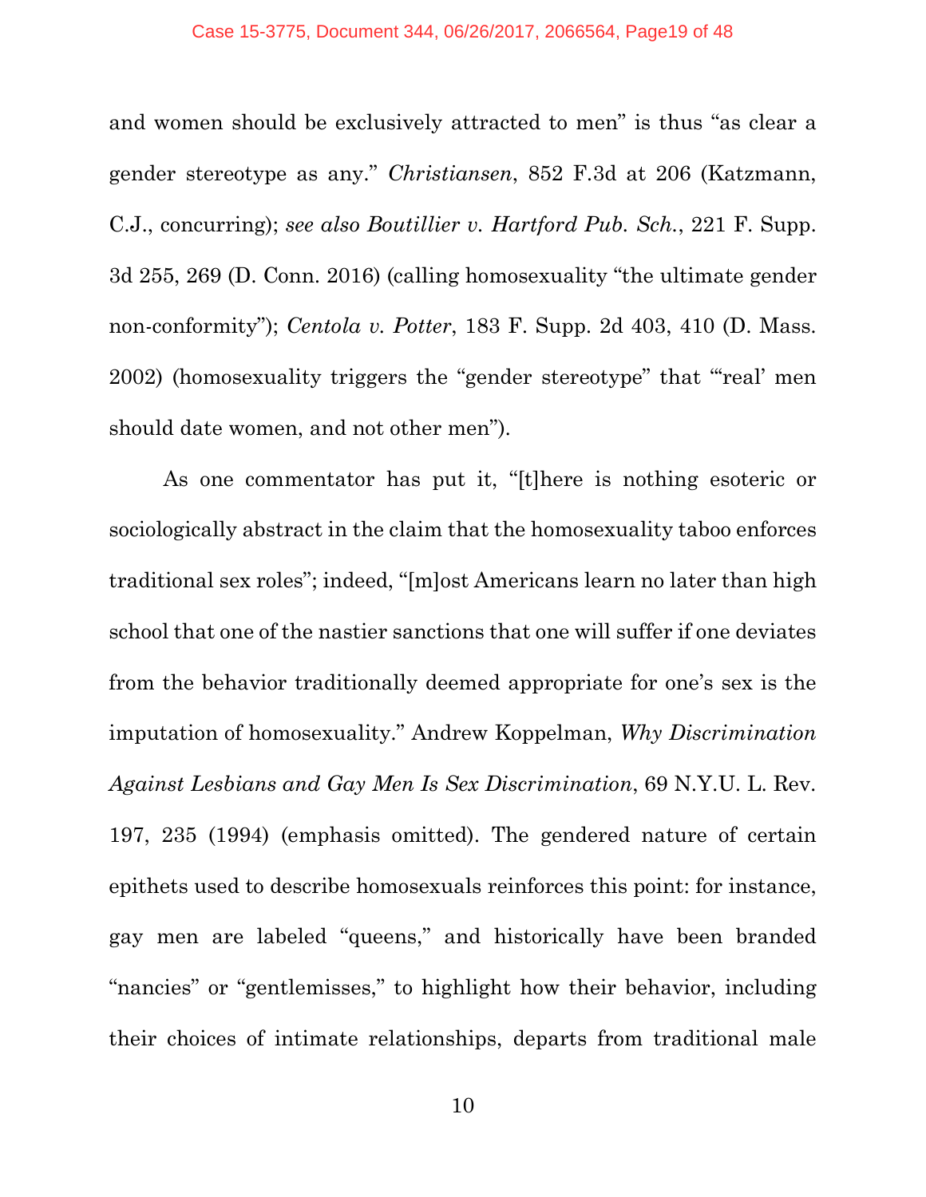and women should be exclusively attracted to men" is thus "as clear a gender stereotype as any." *Christiansen*, 852 F.3d at 206 (Katzmann, C.J., concurring); *see also Boutillier v. Hartford Pub. Sch.*, 221 F. Supp. 3d 255, 269 (D. Conn. 2016) (calling homosexuality "the ultimate gender non-conformity"); *Centola v. Potter*, 183 F. Supp. 2d 403, 410 (D. Mass. 2002) (homosexuality triggers the "gender stereotype" that "'real' men should date women, and not other men").

As one commentator has put it, "[t]here is nothing esoteric or sociologically abstract in the claim that the homosexuality taboo enforces traditional sex roles"; indeed, "[m]ost Americans learn no later than high school that one of the nastier sanctions that one will suffer if one deviates from the behavior traditionally deemed appropriate for one's sex is the imputation of homosexuality." Andrew Koppelman, *Why Discrimination Against Lesbians and Gay Men Is Sex Discrimination*, 69 N.Y.U. L. Rev. 197, 235 (1994) (emphasis omitted). The gendered nature of certain epithets used to describe homosexuals reinforces this point: for instance, gay men are labeled "queens," and historically have been branded "nancies" or "gentlemisses," to highlight how their behavior, including their choices of intimate relationships, departs from traditional male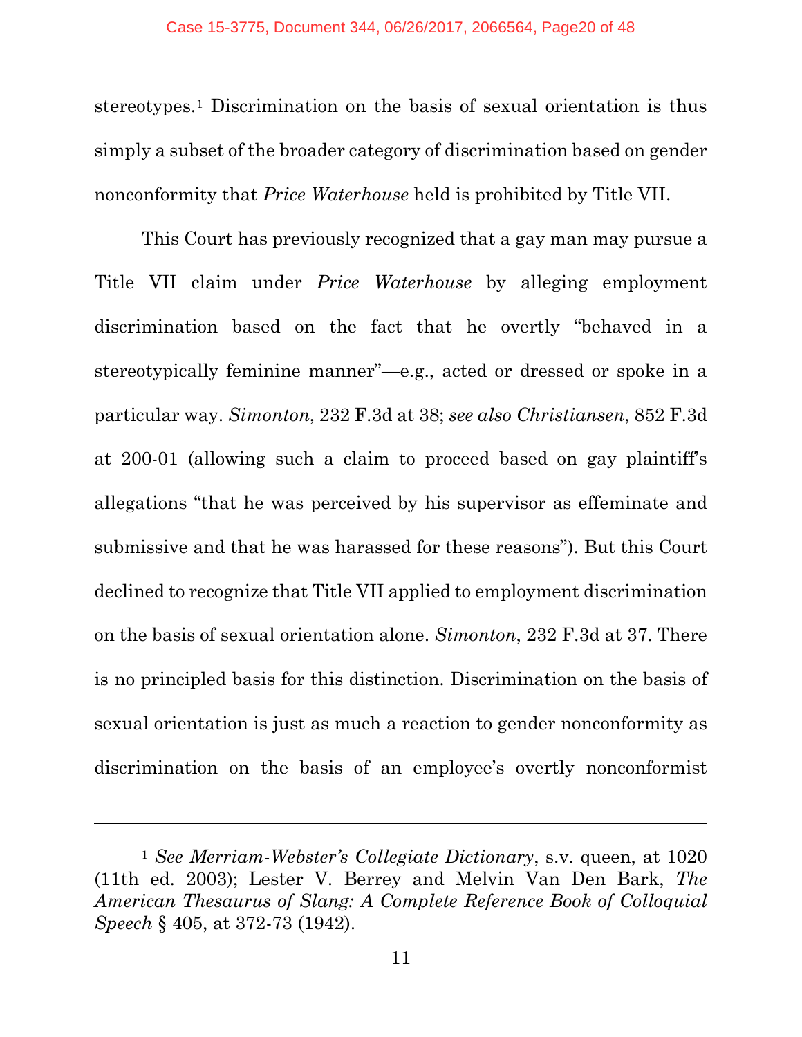stereotypes.[1] Discrimination on the basis of sexual orientation is thus simply a subset of the broader category of discrimination based on gender nonconformity that *Price Waterhouse* held is prohibited by Title VII.

This Court has previously recognized that a gay man may pursue a Title VII claim under *Price Waterhouse* by alleging employment discrimination based on the fact that he overtly "behaved in a stereotypically feminine manner"—e.g., acted or dressed or spoke in a particular way. *Simonton*, 232 F.3d at 38; *see also Christiansen*, 852 F.3d at 200-01 (allowing such a claim to proceed based on gay plaintiff's allegations "that he was perceived by his supervisor as effeminate and submissive and that he was harassed for these reasons"). But this Court declined to recognize that Title VII applied to employment discrimination on the basis of sexual orientation alone. *Simonton*, 232 F.3d at 37. There is no principled basis for this distinction. Discrimination on the basis of sexual orientation is just as much a reaction to gender nonconformity as discrimination on the basis of an employee's overtly nonconformist

---

[1] *See Merriam-Webster's Collegiate Dictionary*, s.v. queen, at 1020 (11th ed. 2003); Lester V. Berrey and Melvin Van Den Bark, *The American Thesaurus of Slang: A Complete Reference Book of Colloquial Speech* § 405, at 372-73 (1942).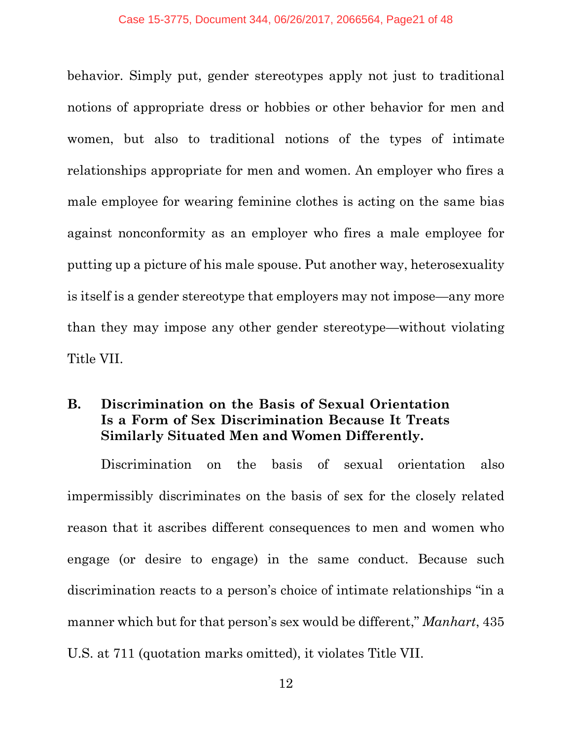behavior. Simply put, gender stereotypes apply not just to traditional notions of appropriate dress or hobbies or other behavior for men and women, but also to traditional notions of the types of intimate relationships appropriate for men and women. An employer who fires a male employee for wearing feminine clothes is acting on the same bias against nonconformity as an employer who fires a male employee for putting up a picture of his male spouse. Put another way, heterosexuality is itself is a gender stereotype that employers may not impose—any more than they may impose any other gender stereotype—without violating Title VII.

### B. Discrimination on the Basis of Sexual Orientation Is a Form of Sex Discrimination Because It Treats Similarly Situated Men and Women Differently.

Discrimination on the basis of sexual orientation also impermissibly discriminates on the basis of sex for the closely related reason that it ascribes different consequences to men and women who engage (or desire to engage) in the same conduct. Because such discrimination reacts to a person's choice of intimate relationships "in a manner which but for that person's sex would be different," *Manhart*, 435 U.S. at 711 (quotation marks omitted), it violates Title VII.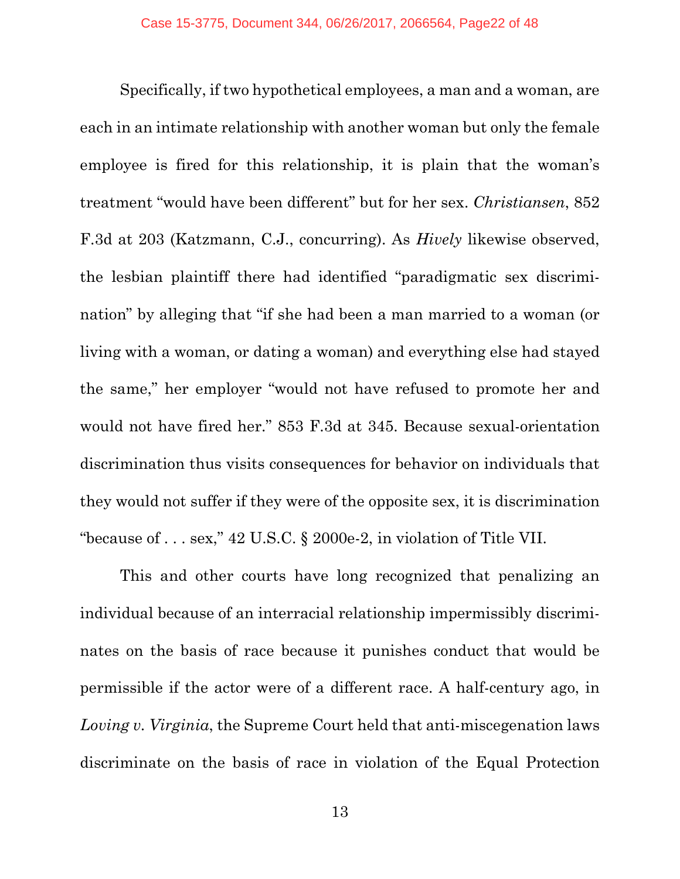Specifically, if two hypothetical employees, a man and a woman, are each in an intimate relationship with another woman but only the female employee is fired for this relationship, it is plain that the woman's treatment "would have been different" but for her sex. *Christiansen*, 852 F.3d at 203 (Katzmann, C.J., concurring). As *Hively* likewise observed, the lesbian plaintiff there had identified "paradigmatic sex discrimination" by alleging that "if she had been a man married to a woman (or living with a woman, or dating a woman) and everything else had stayed the same," her employer "would not have refused to promote her and would not have fired her." 853 F.3d at 345. Because sexual-orientation discrimination thus visits consequences for behavior on individuals that they would not suffer if they were of the opposite sex, it is discrimination "because of . . . sex," 42 U.S.C. § 2000e-2, in violation of Title VII.

This and other courts have long recognized that penalizing an individual because of an interracial relationship impermissibly discriminates on the basis of race because it punishes conduct that would be permissible if the actor were of a different race. A half-century ago, in *Loving v. Virginia*, the Supreme Court held that anti-miscegenation laws discriminate on the basis of race in violation of the Equal Protection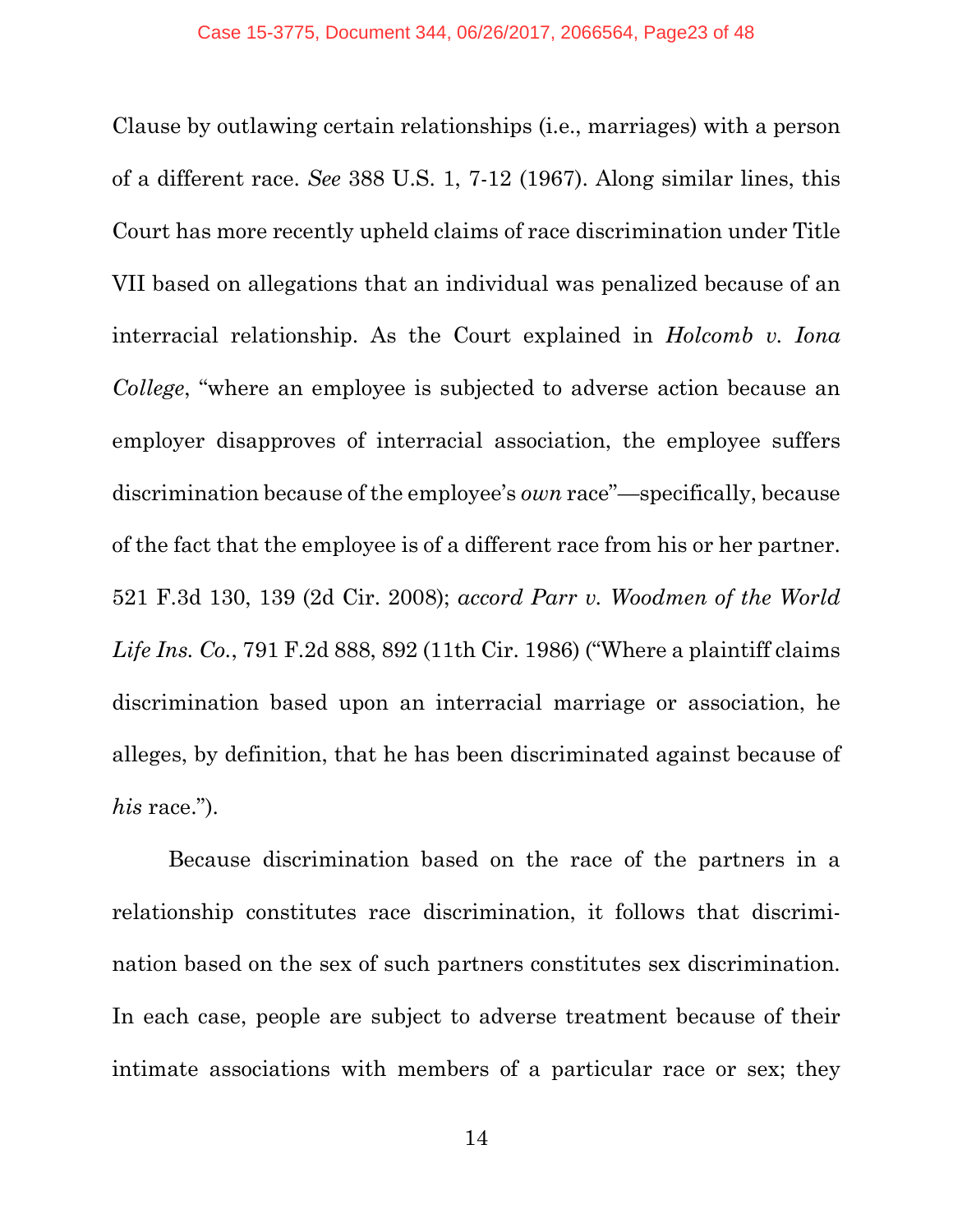Clause by outlawing certain relationships (i.e., marriages) with a person of a different race. *See* 388 U.S. 1, 7-12 (1967). Along similar lines, this Court has more recently upheld claims of race discrimination under Title VII based on allegations that an individual was penalized because of an interracial relationship. As the Court explained in *Holcomb v. Iona College*, "where an employee is subjected to adverse action because an employer disapproves of interracial association, the employee suffers discrimination because of the employee's *own* race"—specifically, because of the fact that the employee is of a different race from his or her partner. 521 F.3d 130, 139 (2d Cir. 2008); *accord Parr v. Woodmen of the World Life Ins. Co.*, 791 F.2d 888, 892 (11th Cir. 1986) ("Where a plaintiff claims discrimination based upon an interracial marriage or association, he alleges, by definition, that he has been discriminated against because of *his* race.").

Because discrimination based on the race of the partners in a relationship constitutes race discrimination, it follows that discrimination based on the sex of such partners constitutes sex discrimination. In each case, people are subject to adverse treatment because of their intimate associations with members of a particular race or sex; they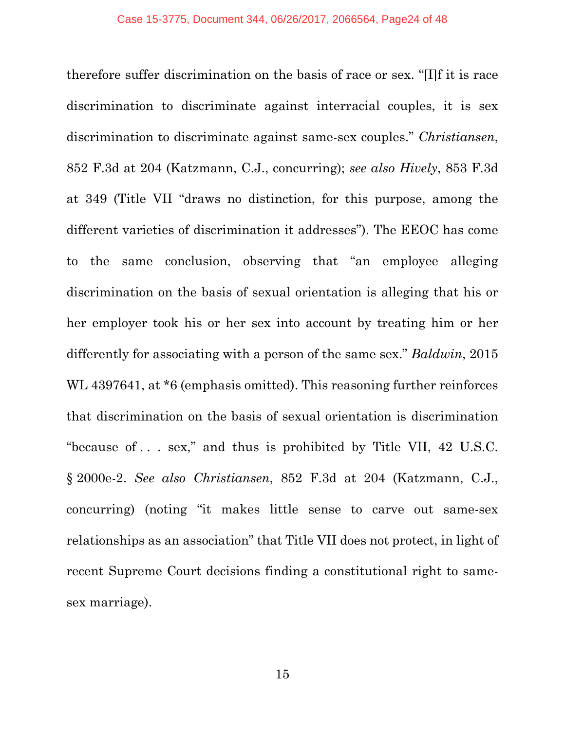therefore suffer discrimination on the basis of race or sex. "[I]f it is race discrimination to discriminate against interracial couples, it is sex discrimination to discriminate against same-sex couples." *Christiansen*, 852 F.3d at 204 (Katzmann, C.J., concurring); *see also Hively*, 853 F.3d at 349 (Title VII "draws no distinction, for this purpose, among the different varieties of discrimination it addresses"). The EEOC has come to the same conclusion, observing that "an employee alleging discrimination on the basis of sexual orientation is alleging that his or her employer took his or her sex into account by treating him or her differently for associating with a person of the same sex." *Baldwin*, 2015 WL 4397641, at *6 (emphasis omitted). This reasoning further reinforces that discrimination on the basis of sexual orientation is discrimination "because of . . . sex," and thus is prohibited by Title VII, 42 U.S.C. § 2000e-2. *See also Christiansen*, 852 F.3d at 204 (Katzmann, C.J., concurring) (noting "it makes little sense to carve out same-sex relationships as an association" that Title VII does not protect, in light of recent Supreme Court decisions finding a constitutional right to same-sex marriage).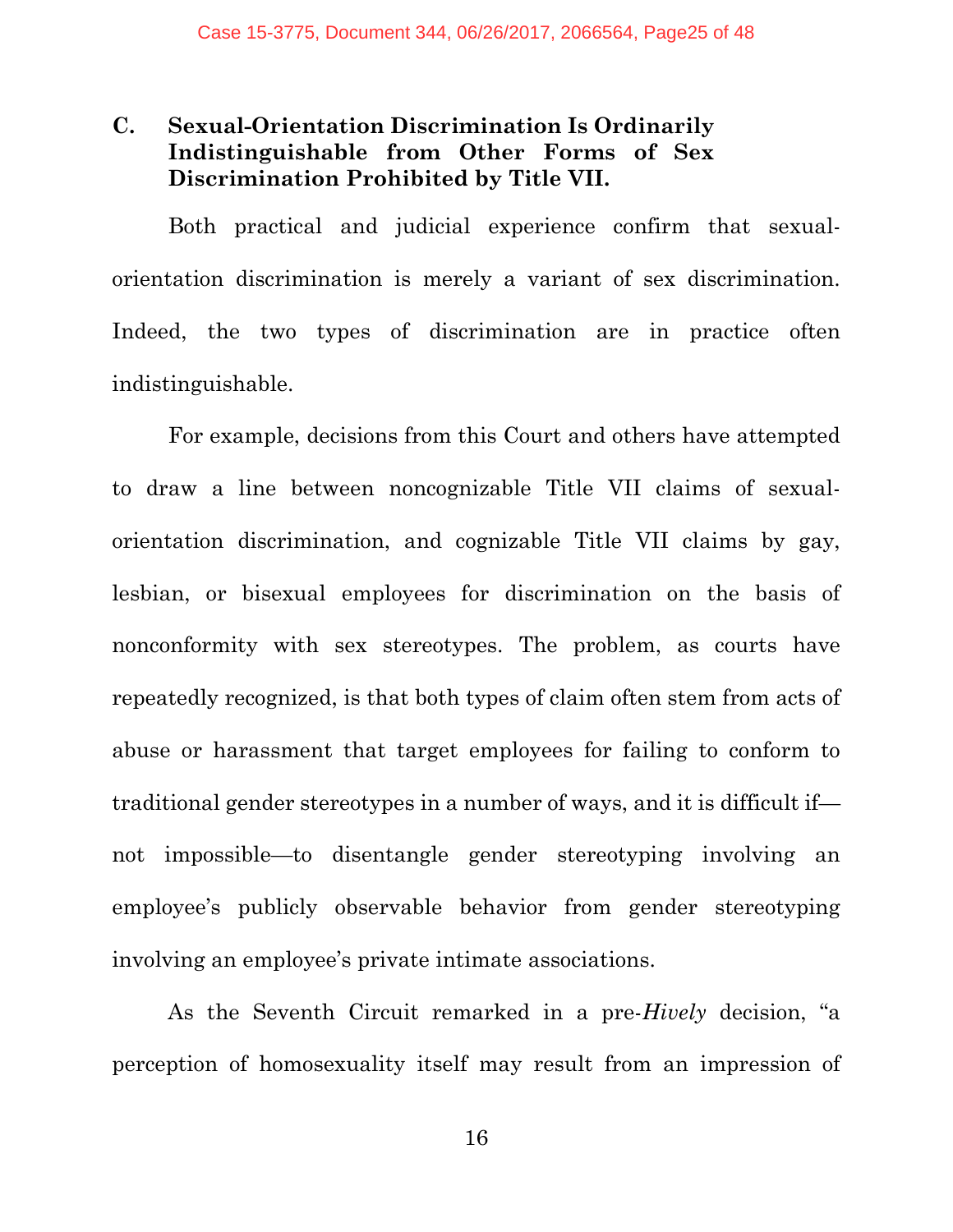### C. Sexual-Orientation Discrimination Is Ordinarily Indistinguishable from Other Forms of Sex Discrimination Prohibited by Title VII.

Both practical and judicial experience confirm that sexual-orientation discrimination is merely a variant of sex discrimination. Indeed, the two types of discrimination are in practice often indistinguishable.

For example, decisions from this Court and others have attempted to draw a line between noncognizable Title VII claims of sexual-orientation discrimination, and cognizable Title VII claims by gay, lesbian, or bisexual employees for discrimination on the basis of nonconformity with sex stereotypes. The problem, as courts have repeatedly recognized, is that both types of claim often stem from acts of abuse or harassment that target employees for failing to conform to traditional gender stereotypes in a number of ways, and it is difficult if—not impossible—to disentangle gender stereotyping involving an employee's publicly observable behavior from gender stereotyping involving an employee's private intimate associations.

As the Seventh Circuit remarked in a pre-*Hively* decision, "a perception of homosexuality itself may result from an impression of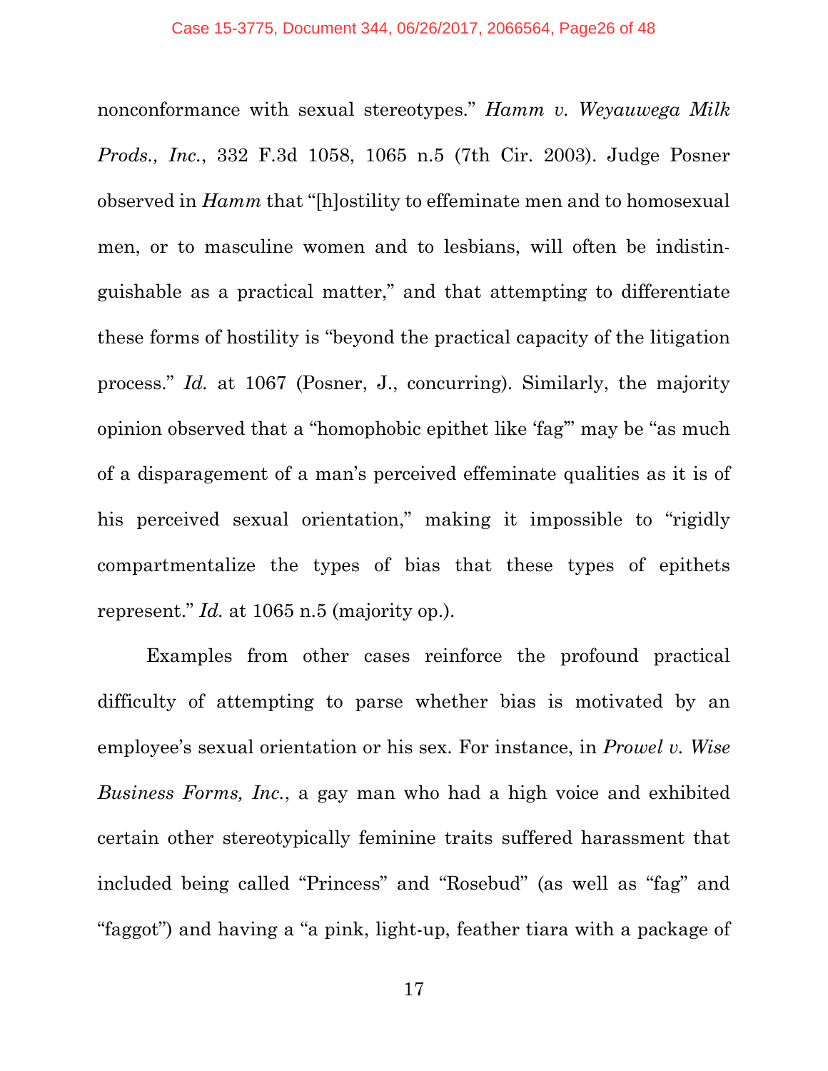nonconformance with sexual stereotypes." *Hamm v. Weyauwega Milk Prods., Inc.*, 332 F.3d 1058, 1065 n.5 (7th Cir. 2003). Judge Posner observed in *Hamm* that "[h]ostility to effeminate men and to homosexual men, or to masculine women and to lesbians, will often be indistinguishable as a practical matter," and that attempting to differentiate these forms of hostility is "beyond the practical capacity of the litigation process." *Id.* at 1067 (Posner, J., concurring). Similarly, the majority opinion observed that a "homophobic epithet like 'fag'" may be "as much of a disparagement of a man's perceived effeminate qualities as it is of his perceived sexual orientation," making it impossible to "rigidly compartmentalize the types of bias that these types of epithets represent." *Id.* at 1065 n.5 (majority op.).

Examples from other cases reinforce the profound practical difficulty of attempting to parse whether bias is motivated by an employee's sexual orientation or his sex. For instance, in *Prowel v. Wise Business Forms, Inc.*, a gay man who had a high voice and exhibited certain other stereotypically feminine traits suffered harassment that included being called "Princess" and "Rosebud" (as well as "fag" and "faggot") and having a "a pink, light-up, feather tiara with a package of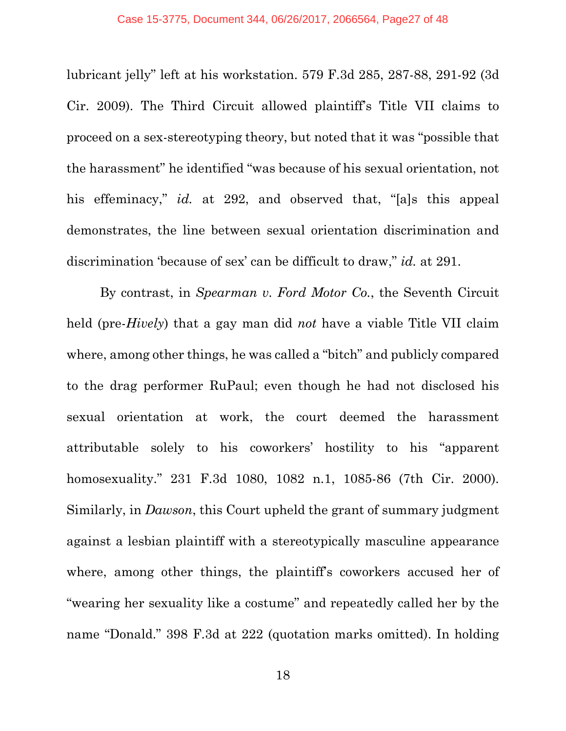lubricant jelly" left at his workstation. 579 F.3d 285, 287-88, 291-92 (3d Cir. 2009). The Third Circuit allowed plaintiff's Title VII claims to proceed on a sex-stereotyping theory, but noted that it was "possible that the harassment" he identified "was because of his sexual orientation, not his effeminacy," *id.* at 292, and observed that, "[a]s this appeal demonstrates, the line between sexual orientation discrimination and discrimination 'because of sex' can be difficult to draw," *id.* at 291.

By contrast, in *Spearman v. Ford Motor Co.*, the Seventh Circuit held (pre-*Hively*) that a gay man did *not* have a viable Title VII claim where, among other things, he was called a "bitch" and publicly compared to the drag performer RuPaul; even though he had not disclosed his sexual orientation at work, the court deemed the harassment attributable solely to his coworkers' hostility to his "apparent homosexuality." 231 F.3d 1080, 1082 n.1, 1085-86 (7th Cir. 2000). Similarly, in *Dawson*, this Court upheld the grant of summary judgment against a lesbian plaintiff with a stereotypically masculine appearance where, among other things, the plaintiff's coworkers accused her of "wearing her sexuality like a costume" and repeatedly called her by the name "Donald." 398 F.3d at 222 (quotation marks omitted). In holding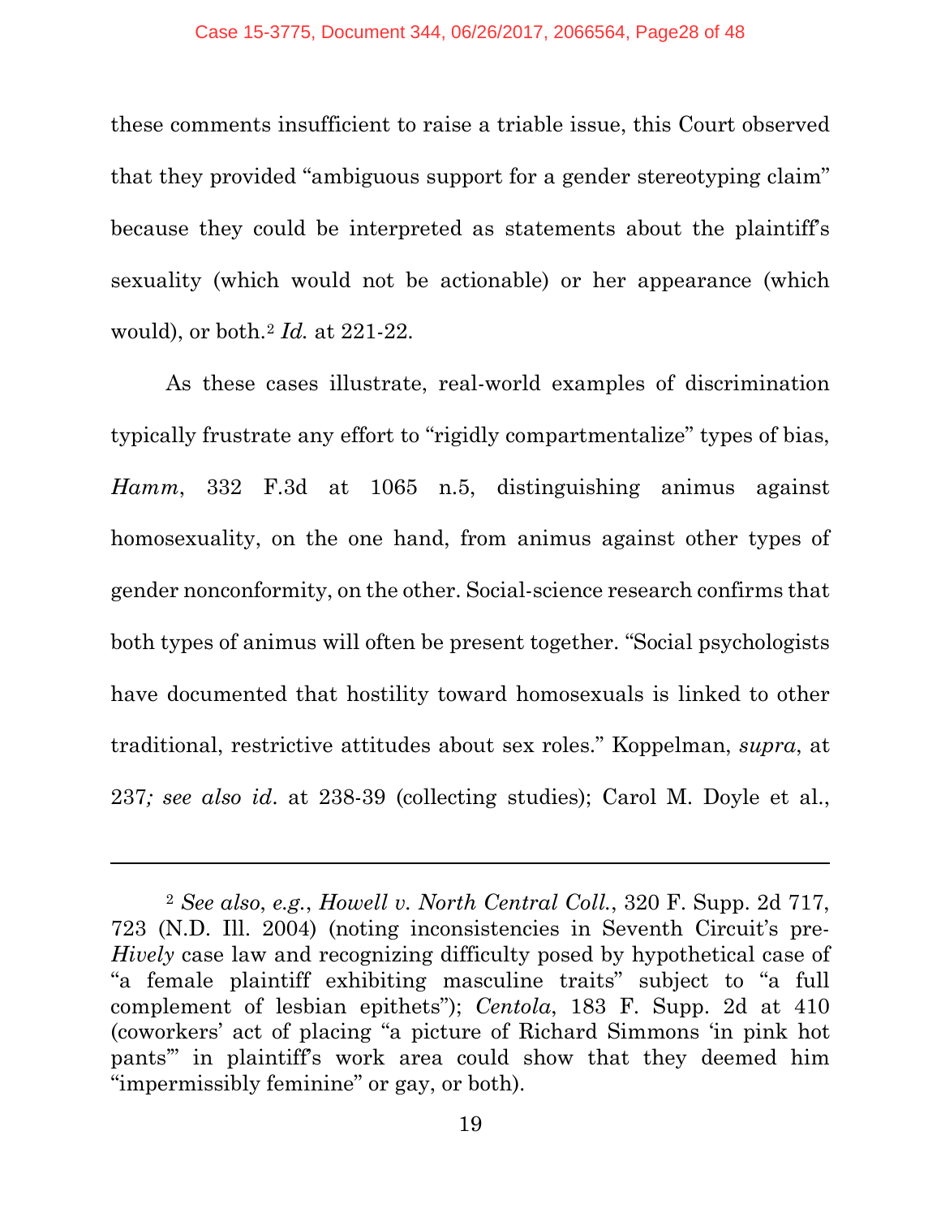these comments insufficient to raise a triable issue, this Court observed that they provided "ambiguous support for a gender stereotyping claim" because they could be interpreted as statements about the plaintiff's sexuality (which would not be actionable) or her appearance (which would), or both.[2] *Id.* at 221-22.

As these cases illustrate, real-world examples of discrimination typically frustrate any effort to "rigidly compartmentalize" types of bias, *Hamm*, 332 F.3d at 1065 n.5, distinguishing animus against homosexuality, on the one hand, from animus against other types of gender nonconformity, on the other. Social-science research confirms that both types of animus will often be present together. "Social psychologists have documented that hostility toward homosexuals is linked to other traditional, restrictive attitudes about sex roles." Koppelman, *supra*, at 237*; see also id*. at 238-39 (collecting studies); Carol M. Doyle et al.,

---

[2] *See also*, *e.g.*, *Howell v. North Central Coll.*, 320 F. Supp. 2d 717, 723 (N.D. Ill. 2004) (noting inconsistencies in Seventh Circuit's pre-*Hively* case law and recognizing difficulty posed by hypothetical case of "a female plaintiff exhibiting masculine traits" subject to "a full complement of lesbian epithets"); *Centola*, 183 F. Supp. 2d at 410 (coworkers' act of placing "a picture of Richard Simmons 'in pink hot pants'" in plaintiff's work area could show that they deemed him "impermissibly feminine" or gay, or both).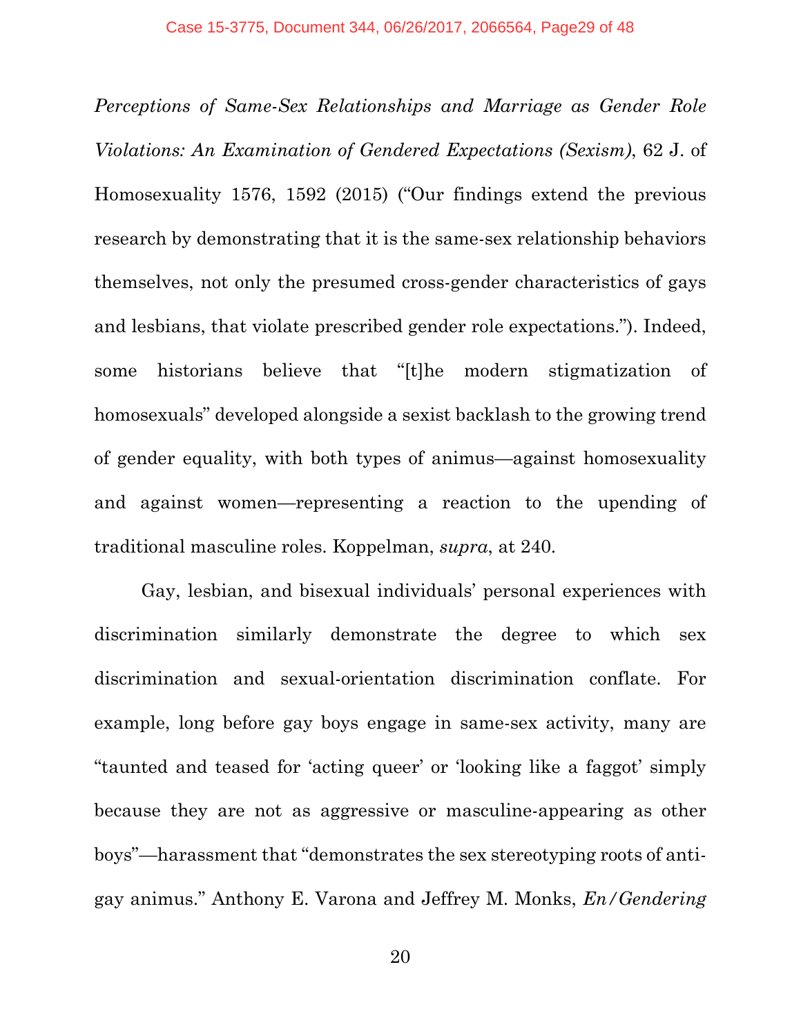*Perceptions of Same-Sex Relationships and Marriage as Gender Role Violations: An Examination of Gendered Expectations (Sexism)*, 62 J. of Homosexuality 1576, 1592 (2015) ("Our findings extend the previous research by demonstrating that it is the same-sex relationship behaviors themselves, not only the presumed cross-gender characteristics of gays and lesbians, that violate prescribed gender role expectations."). Indeed, some historians believe that "[t]he modern stigmatization of homosexuals" developed alongside a sexist backlash to the growing trend of gender equality, with both types of animus—against homosexuality and against women—representing a reaction to the upending of traditional masculine roles. Koppelman, *supra*, at 240.

Gay, lesbian, and bisexual individuals' personal experiences with discrimination similarly demonstrate the degree to which sex discrimination and sexual-orientation discrimination conflate. For example, long before gay boys engage in same-sex activity, many are "taunted and teased for 'acting queer' or 'looking like a faggot' simply because they are not as aggressive or masculine-appearing as other boys"—harassment that "demonstrates the sex stereotyping roots of anti-gay animus." Anthony E. Varona and Jeffrey M. Monks, *En/Gendering*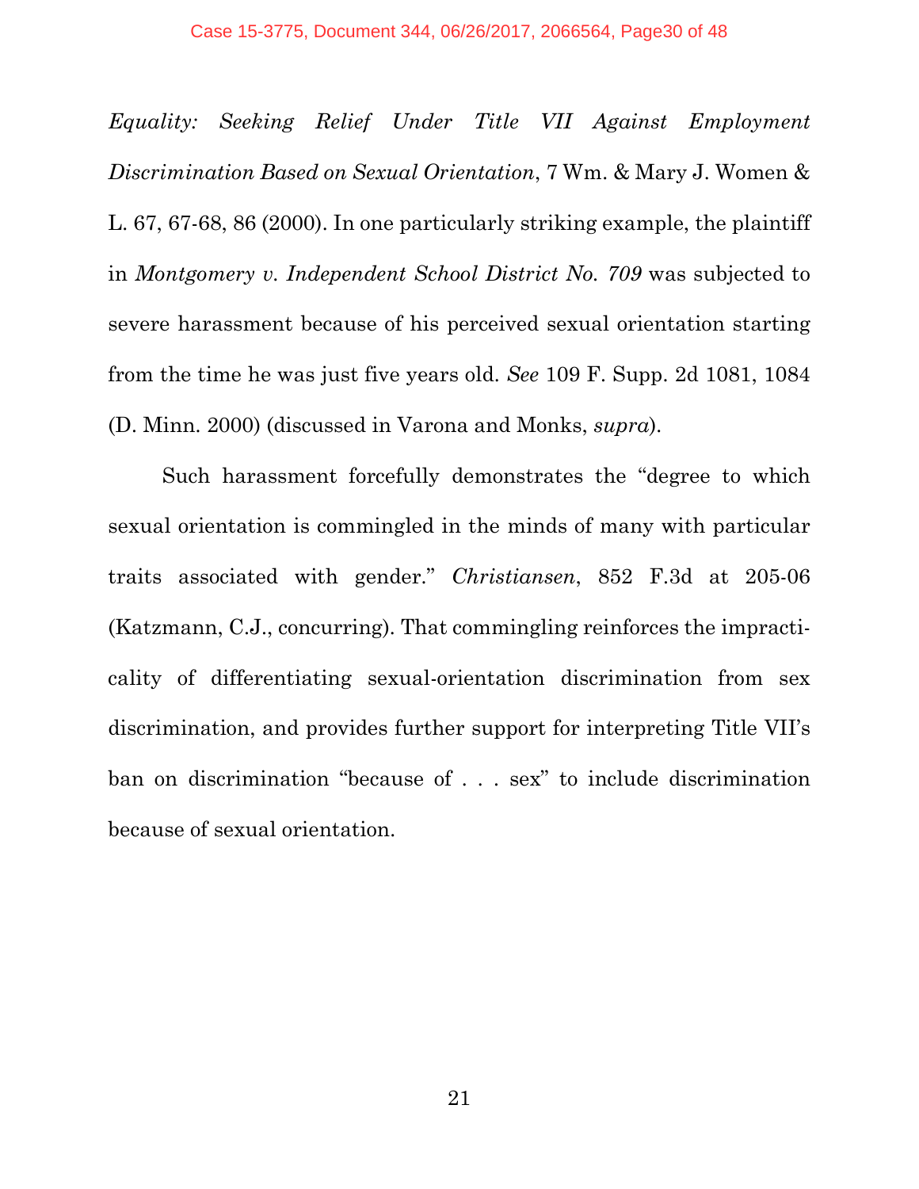*Equality: Seeking Relief Under Title VII Against Employment Discrimination Based on Sexual Orientation*, 7 Wm. & Mary J. Women & L. 67, 67-68, 86 (2000). In one particularly striking example, the plaintiff in *Montgomery v. Independent School District No. 709* was subjected to severe harassment because of his perceived sexual orientation starting from the time he was just five years old. *See* 109 F. Supp. 2d 1081, 1084 (D. Minn. 2000) (discussed in Varona and Monks, *supra*).

Such harassment forcefully demonstrates the "degree to which sexual orientation is commingled in the minds of many with particular traits associated with gender." *Christiansen*, 852 F.3d at 205-06 (Katzmann, C.J., concurring). That commingling reinforces the impracticality of differentiating sexual-orientation discrimination from sex discrimination, and provides further support for interpreting Title VII's ban on discrimination "because of . . . sex" to include discrimination because of sexual orientation.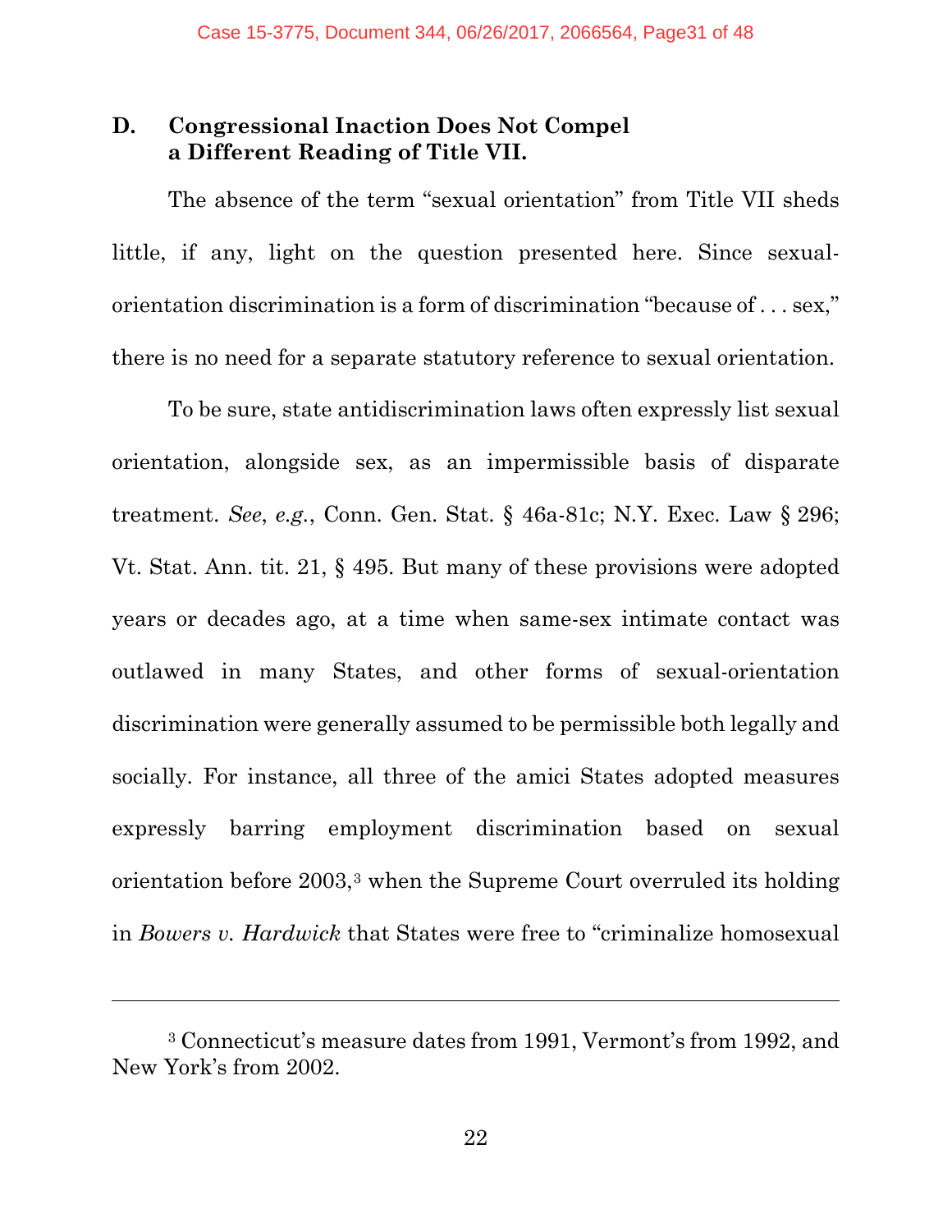### D. Congressional Inaction Does Not Compel a Different Reading of Title VII.

The absence of the term "sexual orientation" from Title VII sheds little, if any, light on the question presented here. Since sexual-orientation discrimination is a form of discrimination "because of . . . sex," there is no need for a separate statutory reference to sexual orientation.

To be sure, state antidiscrimination laws often expressly list sexual orientation, alongside sex, as an impermissible basis of disparate treatment. *See*, *e.g.*, Conn. Gen. Stat. § 46a-81c; N.Y. Exec. Law § 296; Vt. Stat. Ann. tit. 21, § 495. But many of these provisions were adopted years or decades ago, at a time when same-sex intimate contact was outlawed in many States, and other forms of sexual-orientation discrimination were generally assumed to be permissible both legally and socially. For instance, all three of the amici States adopted measures expressly barring employment discrimination based on sexual orientation before 2003,[3] when the Supreme Court overruled its holding in *Bowers v. Hardwick* that States were free to "criminalize homosexual

---

[3] Connecticut's measure dates from 1991, Vermont's from 1992, and New York's from 2002.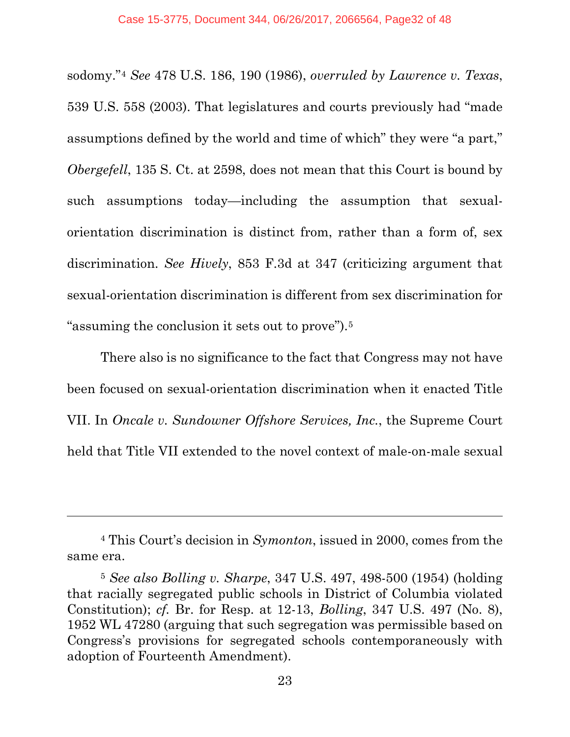sodomy."[4] *See* 478 U.S. 186, 190 (1986), *overruled by Lawrence v. Texas*, 539 U.S. 558 (2003). That legislatures and courts previously had "made assumptions defined by the world and time of which" they were "a part," *Obergefell*, 135 S. Ct. at 2598, does not mean that this Court is bound by such assumptions today—including the assumption that sexual-orientation discrimination is distinct from, rather than a form of, sex discrimination. *See Hively*, 853 F.3d at 347 (criticizing argument that sexual-orientation discrimination is different from sex discrimination for "assuming the conclusion it sets out to prove").[5]

There also is no significance to the fact that Congress may not have been focused on sexual-orientation discrimination when it enacted Title VII. In *Oncale v. Sundowner Offshore Services, Inc.*, the Supreme Court held that Title VII extended to the novel context of male-on-male sexual

---

[4] This Court's decision in *Symonton*, issued in 2000, comes from the same era.

[5] *See also Bolling v. Sharpe*, 347 U.S. 497, 498-500 (1954) (holding that racially segregated public schools in District of Columbia violated Constitution); *cf.* Br. for Resp. at 12-13, *Bolling*, 347 U.S. 497 (No. 8), 1952 WL 47280 (arguing that such segregation was permissible based on Congress's provisions for segregated schools contemporaneously with adoption of Fourteenth Amendment).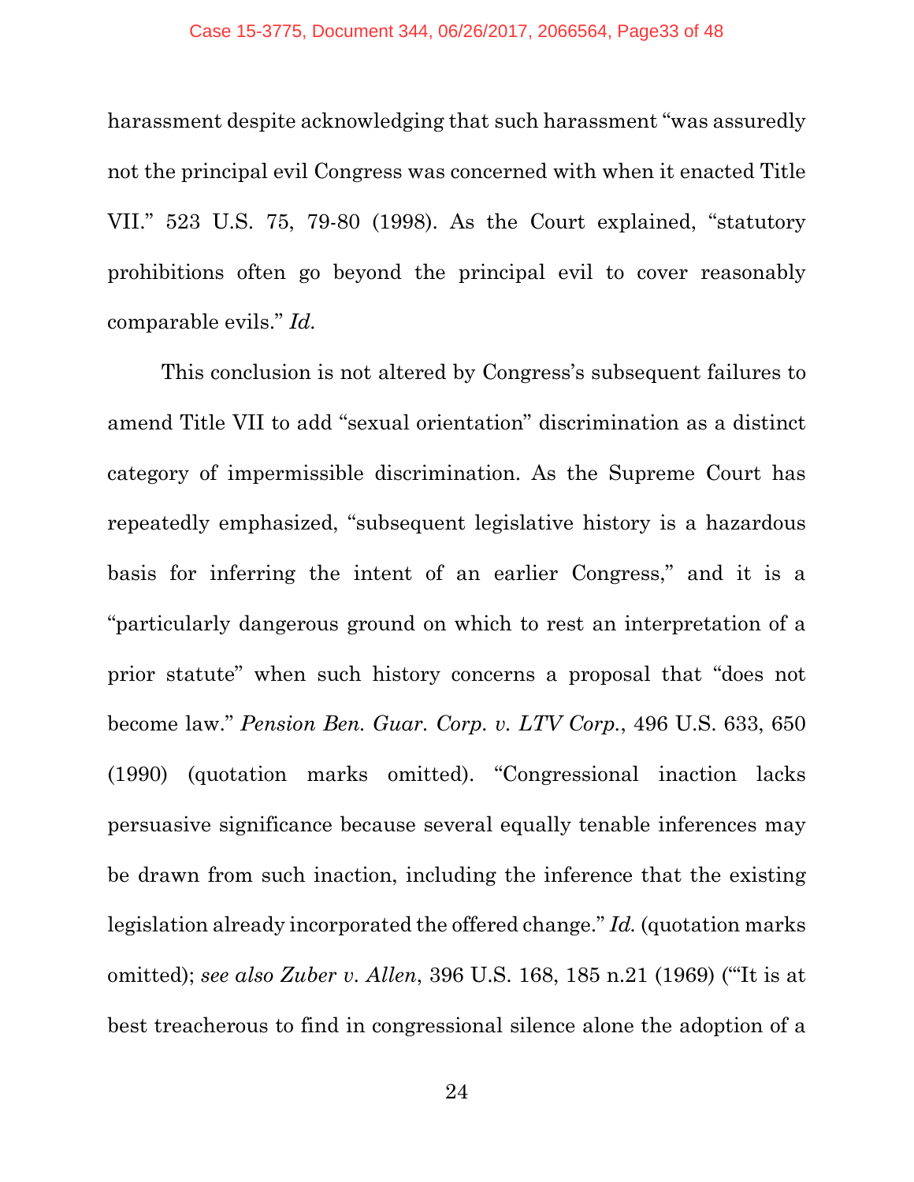harassment despite acknowledging that such harassment "was assuredly not the principal evil Congress was concerned with when it enacted Title VII." 523 U.S. 75, 79-80 (1998). As the Court explained, "statutory prohibitions often go beyond the principal evil to cover reasonably comparable evils." *Id.*

This conclusion is not altered by Congress's subsequent failures to amend Title VII to add "sexual orientation" discrimination as a distinct category of impermissible discrimination. As the Supreme Court has repeatedly emphasized, "subsequent legislative history is a hazardous basis for inferring the intent of an earlier Congress," and it is a "particularly dangerous ground on which to rest an interpretation of a prior statute" when such history concerns a proposal that "does not become law." *Pension Ben. Guar. Corp. v. LTV Corp.*, 496 U.S. 633, 650 (1990) (quotation marks omitted). "Congressional inaction lacks persuasive significance because several equally tenable inferences may be drawn from such inaction, including the inference that the existing legislation already incorporated the offered change." *Id.* (quotation marks omitted); *see also Zuber v. Allen*, 396 U.S. 168, 185 n.21 (1969) ("'It is at best treacherous to find in congressional silence alone the adoption of a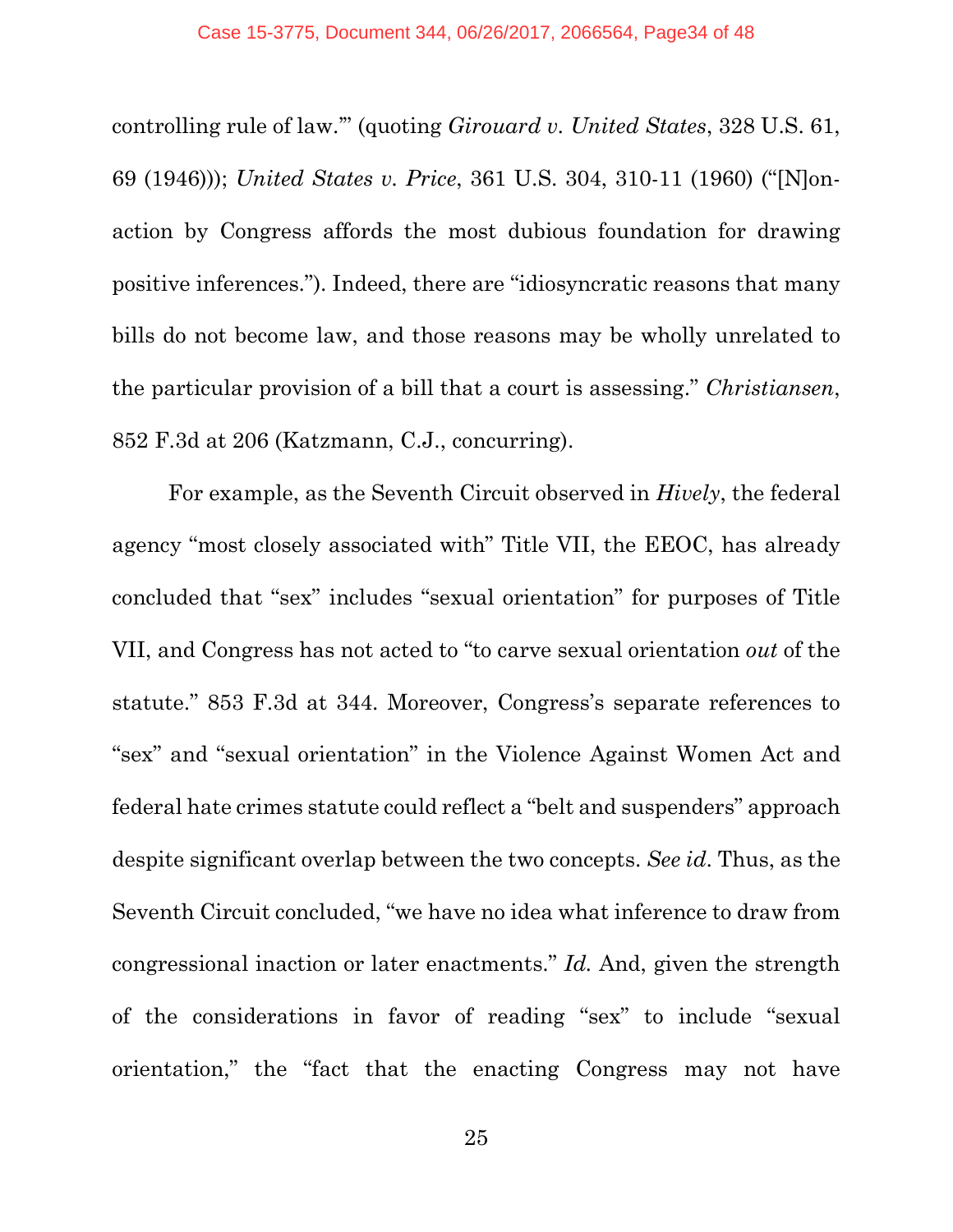controlling rule of law.'" (quoting *Girouard v. United States*, 328 U.S. 61, 69 (1946))); *United States v. Price*, 361 U.S. 304, 310-11 (1960) ("[N]on-action by Congress affords the most dubious foundation for drawing positive inferences."). Indeed, there are "idiosyncratic reasons that many bills do not become law, and those reasons may be wholly unrelated to the particular provision of a bill that a court is assessing." *Christiansen*, 852 F.3d at 206 (Katzmann, C.J., concurring).

For example, as the Seventh Circuit observed in *Hively*, the federal agency "most closely associated with" Title VII, the EEOC, has already concluded that "sex" includes "sexual orientation" for purposes of Title VII, and Congress has not acted to "to carve sexual orientation *out* of the statute." 853 F.3d at 344. Moreover, Congress's separate references to "sex" and "sexual orientation" in the Violence Against Women Act and federal hate crimes statute could reflect a "belt and suspenders" approach despite significant overlap between the two concepts. *See id*. Thus, as the Seventh Circuit concluded, "we have no idea what inference to draw from congressional inaction or later enactments." *Id.* And, given the strength of the considerations in favor of reading "sex" to include "sexual orientation," the "fact that the enacting Congress may not have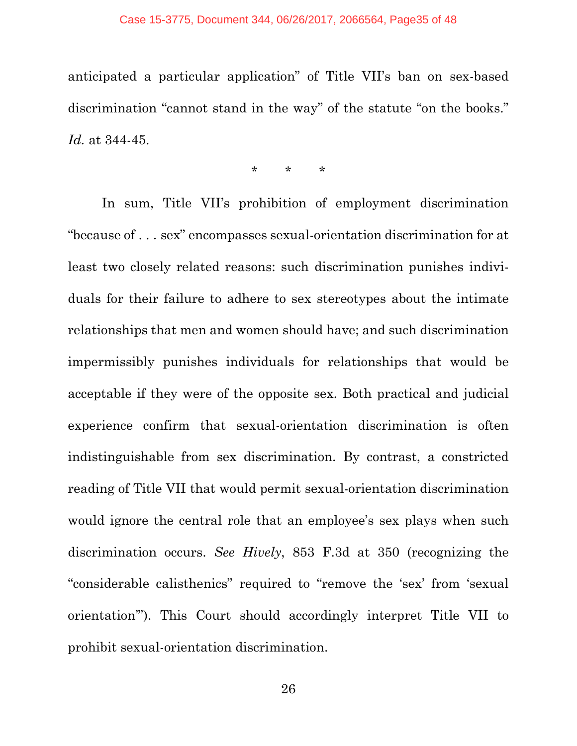anticipated a particular application" of Title VII's ban on sex-based discrimination "cannot stand in the way" of the statute "on the books." *Id.* at 344-45.

\* \* \*

In sum, Title VII's prohibition of employment discrimination "because of . . . sex" encompasses sexual-orientation discrimination for at least two closely related reasons: such discrimination punishes individuals for their failure to adhere to sex stereotypes about the intimate relationships that men and women should have; and such discrimination impermissibly punishes individuals for relationships that would be acceptable if they were of the opposite sex. Both practical and judicial experience confirm that sexual-orientation discrimination is often indistinguishable from sex discrimination. By contrast, a constricted reading of Title VII that would permit sexual-orientation discrimination would ignore the central role that an employee's sex plays when such discrimination occurs. *See Hively*, 853 F.3d at 350 (recognizing the "considerable calisthenics" required to "remove the 'sex' from 'sexual orientation'"). This Court should accordingly interpret Title VII to prohibit sexual-orientation discrimination.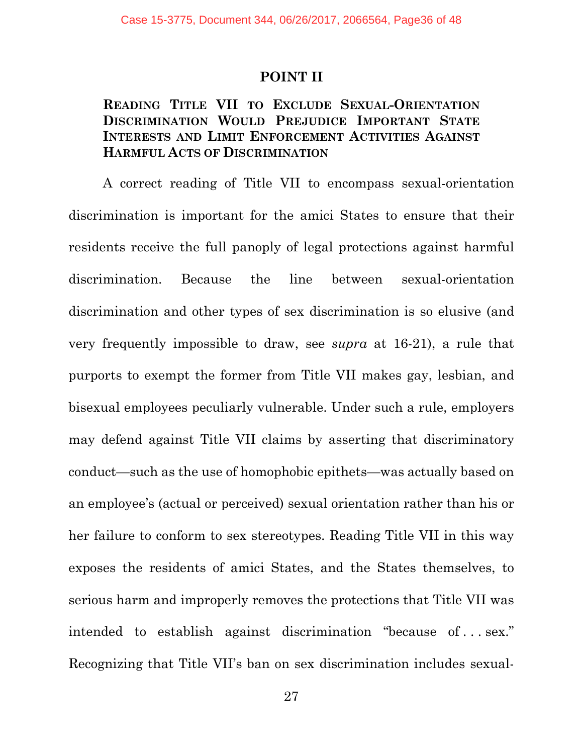## POINT II

### READING TITLE VII TO EXCLUDE SEXUAL-ORIENTATION DISCRIMINATION WOULD PREJUDICE IMPORTANT STATE INTERESTS AND LIMIT ENFORCEMENT ACTIVITIES AGAINST HARMFUL ACTS OF DISCRIMINATION

A correct reading of Title VII to encompass sexual-orientation discrimination is important for the amici States to ensure that their residents receive the full panoply of legal protections against harmful discrimination. Because the line between sexual-orientation discrimination and other types of sex discrimination is so elusive (and very frequently impossible to draw, see *supra* at 16-21), a rule that purports to exempt the former from Title VII makes gay, lesbian, and bisexual employees peculiarly vulnerable. Under such a rule, employers may defend against Title VII claims by asserting that discriminatory conduct—such as the use of homophobic epithets—was actually based on an employee's (actual or perceived) sexual orientation rather than his or her failure to conform to sex stereotypes. Reading Title VII in this way exposes the residents of amici States, and the States themselves, to serious harm and improperly removes the protections that Title VII was intended to establish against discrimination "because of . . . sex." Recognizing that Title VII's ban on sex discrimination includes sexual-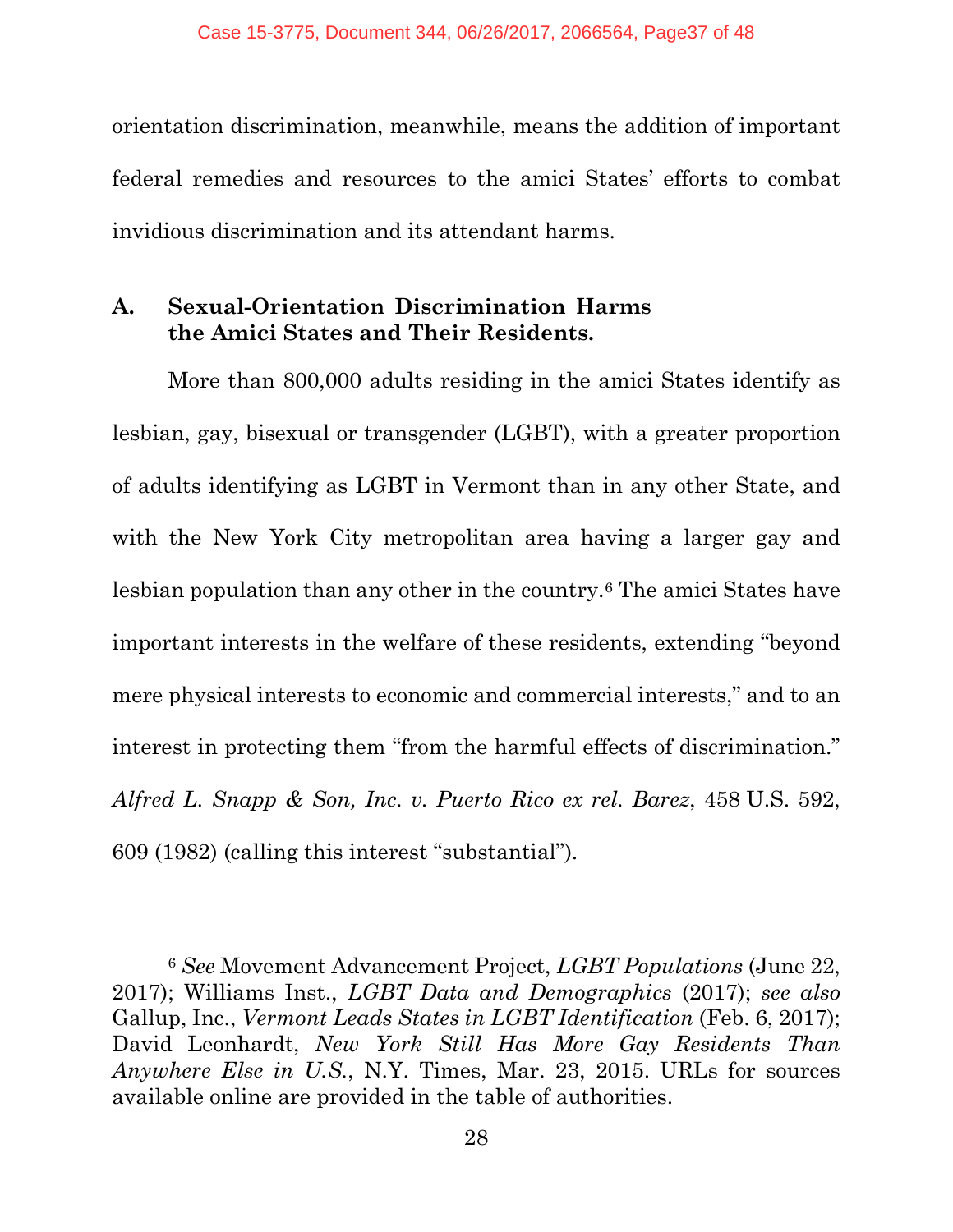orientation discrimination, meanwhile, means the addition of important federal remedies and resources to the amici States' efforts to combat invidious discrimination and its attendant harms.

### A. Sexual-Orientation Discrimination Harms the Amici States and Their Residents.

More than 800,000 adults residing in the amici States identify as lesbian, gay, bisexual or transgender (LGBT), with a greater proportion of adults identifying as LGBT in Vermont than in any other State, and with the New York City metropolitan area having a larger gay and lesbian population than any other in the country.[6] The amici States have important interests in the welfare of these residents, extending "beyond mere physical interests to economic and commercial interests," and to an interest in protecting them "from the harmful effects of discrimination." *Alfred L. Snapp & Son, Inc. v. Puerto Rico ex rel. Barez*, 458 U.S. 592, 609 (1982) (calling this interest "substantial").

---

[6] *See* Movement Advancement Project, *LGBT Populations* (June 22, 2017); Williams Inst., *LGBT Data and Demographics* (2017); *see also* Gallup, Inc., *Vermont Leads States in LGBT Identification* (Feb. 6, 2017); David Leonhardt, *New York Still Has More Gay Residents Than Anywhere Else in U.S.*, N.Y. Times, Mar. 23, 2015. URLs for sources available online are provided in the table of authorities.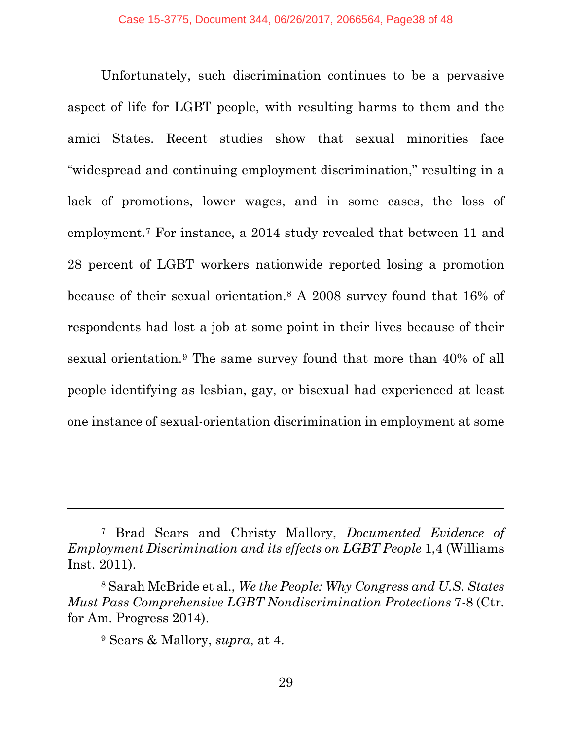Unfortunately, such discrimination continues to be a pervasive aspect of life for LGBT people, with resulting harms to them and the amici States. Recent studies show that sexual minorities face "widespread and continuing employment discrimination," resulting in a lack of promotions, lower wages, and in some cases, the loss of employment.[7] For instance, a 2014 study revealed that between 11 and 28 percent of LGBT workers nationwide reported losing a promotion because of their sexual orientation.[8] A 2008 survey found that 16% of respondents had lost a job at some point in their lives because of their sexual orientation.[9] The same survey found that more than 40% of all people identifying as lesbian, gay, or bisexual had experienced at least one instance of sexual-orientation discrimination in employment at some

---

[7] Brad Sears and Christy Mallory, *Documented Evidence of Employment Discrimination and its effects on LGBT People* 1,4 (Williams Inst. 2011).

[8] Sarah McBride et al., *We the People: Why Congress and U.S. States Must Pass Comprehensive LGBT Nondiscrimination Protections* 7-8 (Ctr. for Am. Progress 2014).

[9] Sears & Mallory, *supra*, at 4.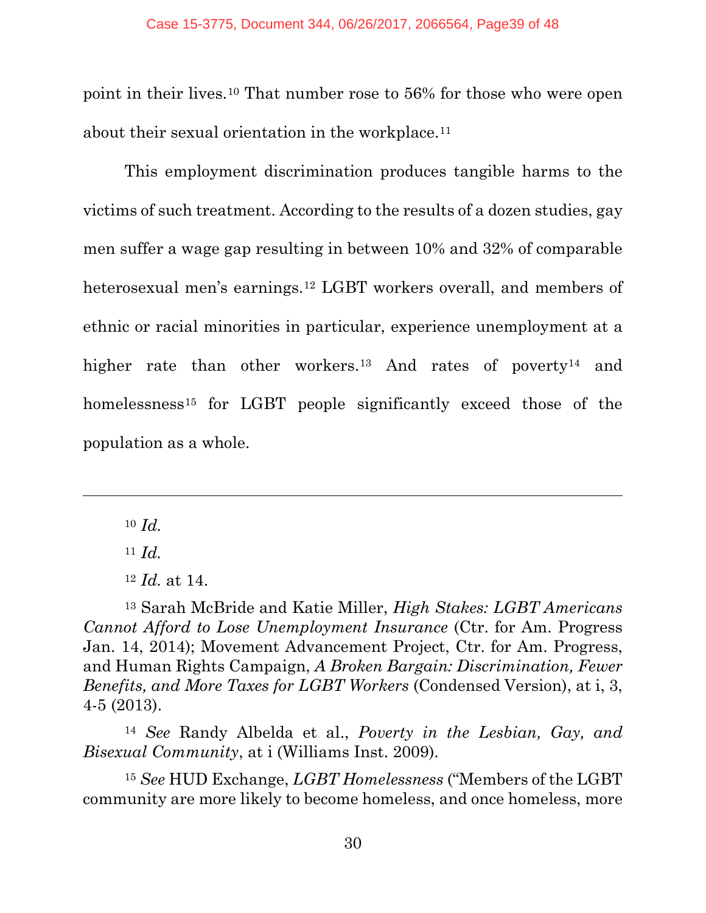point in their lives.[10] That number rose to 56% for those who were open about their sexual orientation in the workplace.[11]

This employment discrimination produces tangible harms to the victims of such treatment. According to the results of a dozen studies, gay men suffer a wage gap resulting in between 10% and 32% of comparable heterosexual men's earnings.[12] LGBT workers overall, and members of ethnic or racial minorities in particular, experience unemployment at a higher rate than other workers.[13] And rates of poverty[14] and homelessness[15] for LGBT people significantly exceed those of the population as a whole.

---

[10] *Id.*

[11] *Id.*

[12] *Id.* at 14.

[13] Sarah McBride and Katie Miller, *High Stakes: LGBT Americans Cannot Afford to Lose Unemployment Insurance* (Ctr. for Am. Progress Jan. 14, 2014); Movement Advancement Project, Ctr. for Am. Progress, and Human Rights Campaign, *A Broken Bargain: Discrimination, Fewer Benefits, and More Taxes for LGBT Workers* (Condensed Version), at i, 3, 4-5 (2013).

[14] *See* Randy Albelda et al., *Poverty in the Lesbian, Gay, and Bisexual Community*, at i (Williams Inst. 2009).

[15] *See* HUD Exchange, *LGBT Homelessness* ("Members of the LGBT community are more likely to become homeless, and once homeless, more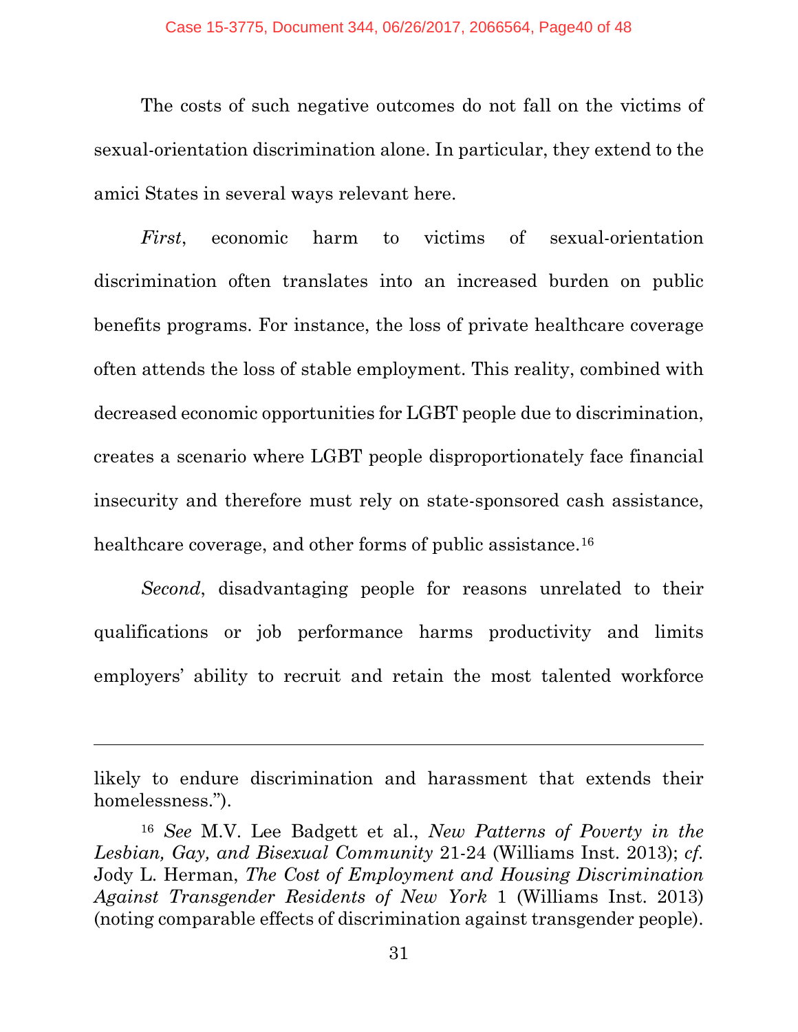The costs of such negative outcomes do not fall on the victims of sexual-orientation discrimination alone. In particular, they extend to the amici States in several ways relevant here.

*First*, economic harm to victims of sexual-orientation discrimination often translates into an increased burden on public benefits programs. For instance, the loss of private healthcare coverage often attends the loss of stable employment. This reality, combined with decreased economic opportunities for LGBT people due to discrimination, creates a scenario where LGBT people disproportionately face financial insecurity and therefore must rely on state-sponsored cash assistance, healthcare coverage, and other forms of public assistance.[16]

*Second*, disadvantaging people for reasons unrelated to their qualifications or job performance harms productivity and limits employers' ability to recruit and retain the most talented workforce

---

likely to endure discrimination and harassment that extends their homelessness.").

[16] *See* M.V. Lee Badgett et al., *New Patterns of Poverty in the Lesbian, Gay, and Bisexual Community* 21-24 (Williams Inst. 2013); *cf.* Jody L. Herman, *The Cost of Employment and Housing Discrimination Against Transgender Residents of New York* 1 (Williams Inst. 2013) (noting comparable effects of discrimination against transgender people).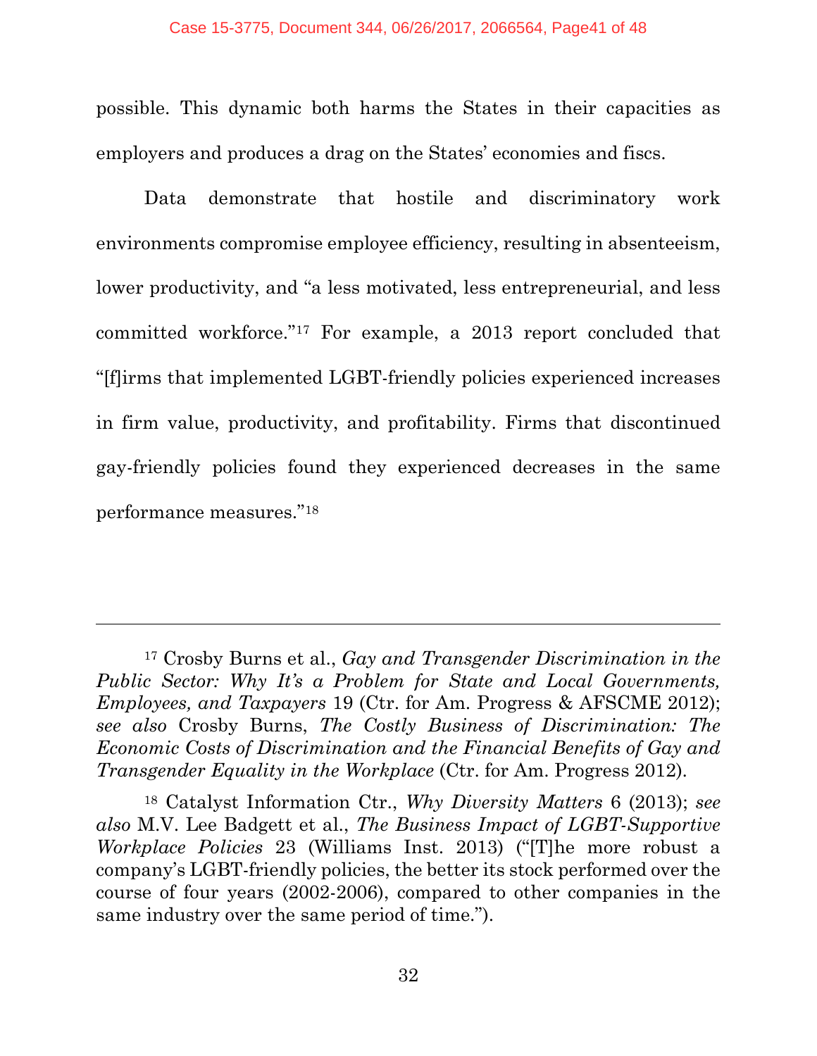possible. This dynamic both harms the States in their capacities as employers and produces a drag on the States' economies and fiscs.

Data demonstrate that hostile and discriminatory work environments compromise employee efficiency, resulting in absenteeism, lower productivity, and "a less motivated, less entrepreneurial, and less committed workforce."[17] For example, a 2013 report concluded that "[f]irms that implemented LGBT-friendly policies experienced increases in firm value, productivity, and profitability. Firms that discontinued gay-friendly policies found they experienced decreases in the same performance measures."[18]

---

[17] Crosby Burns et al., *Gay and Transgender Discrimination in the Public Sector: Why It's a Problem for State and Local Governments, Employees, and Taxpayers* 19 (Ctr. for Am. Progress & AFSCME 2012); *see also* Crosby Burns, *The Costly Business of Discrimination: The Economic Costs of Discrimination and the Financial Benefits of Gay and Transgender Equality in the Workplace* (Ctr. for Am. Progress 2012).

[18] Catalyst Information Ctr., *Why Diversity Matters* 6 (2013); *see also* M.V. Lee Badgett et al., *The Business Impact of LGBT-Supportive Workplace Policies* 23 (Williams Inst. 2013) ("[T]he more robust a company's LGBT-friendly policies, the better its stock performed over the course of four years (2002-2006), compared to other companies in the same industry over the same period of time.").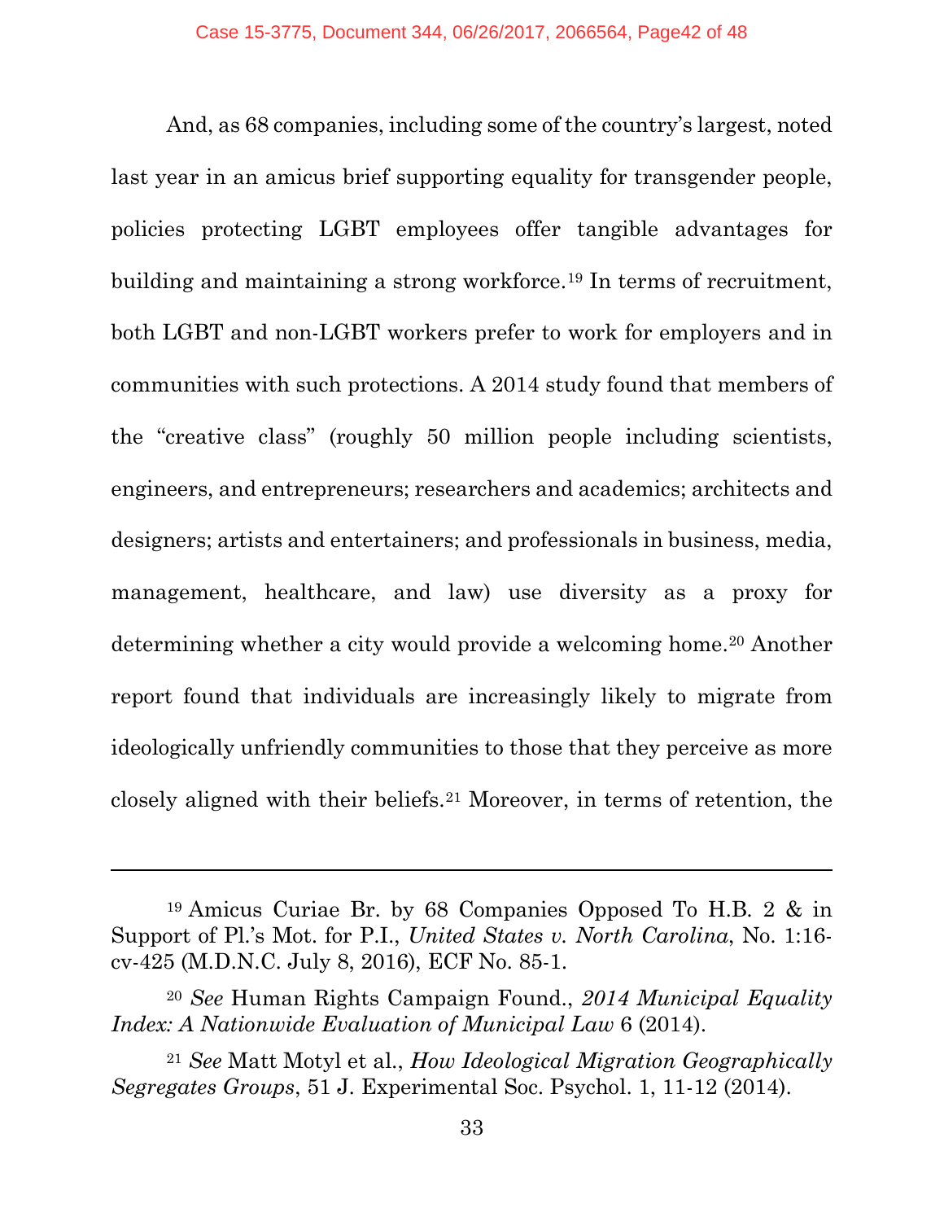And, as 68 companies, including some of the country's largest, noted last year in an amicus brief supporting equality for transgender people, policies protecting LGBT employees offer tangible advantages for building and maintaining a strong workforce.[19] In terms of recruitment, both LGBT and non-LGBT workers prefer to work for employers and in communities with such protections. A 2014 study found that members of the "creative class" (roughly 50 million people including scientists, engineers, and entrepreneurs; researchers and academics; architects and designers; artists and entertainers; and professionals in business, media, management, healthcare, and law) use diversity as a proxy for determining whether a city would provide a welcoming home.[20] Another report found that individuals are increasingly likely to migrate from ideologically unfriendly communities to those that they perceive as more closely aligned with their beliefs.[21] Moreover, in terms of retention, the

---

[19] Amicus Curiae Br. by 68 Companies Opposed To H.B. 2 & in Support of Pl.'s Mot. for P.I., *United States v. North Carolina*, No. 1:16-cv-425 (M.D.N.C. July 8, 2016), ECF No. 85-1.

[20] *See* Human Rights Campaign Found., *2014 Municipal Equality Index: A Nationwide Evaluation of Municipal Law* 6 (2014).

[21] *See* Matt Motyl et al., *How Ideological Migration Geographically Segregates Groups*, 51 J. Experimental Soc. Psychol. 1, 11-12 (2014).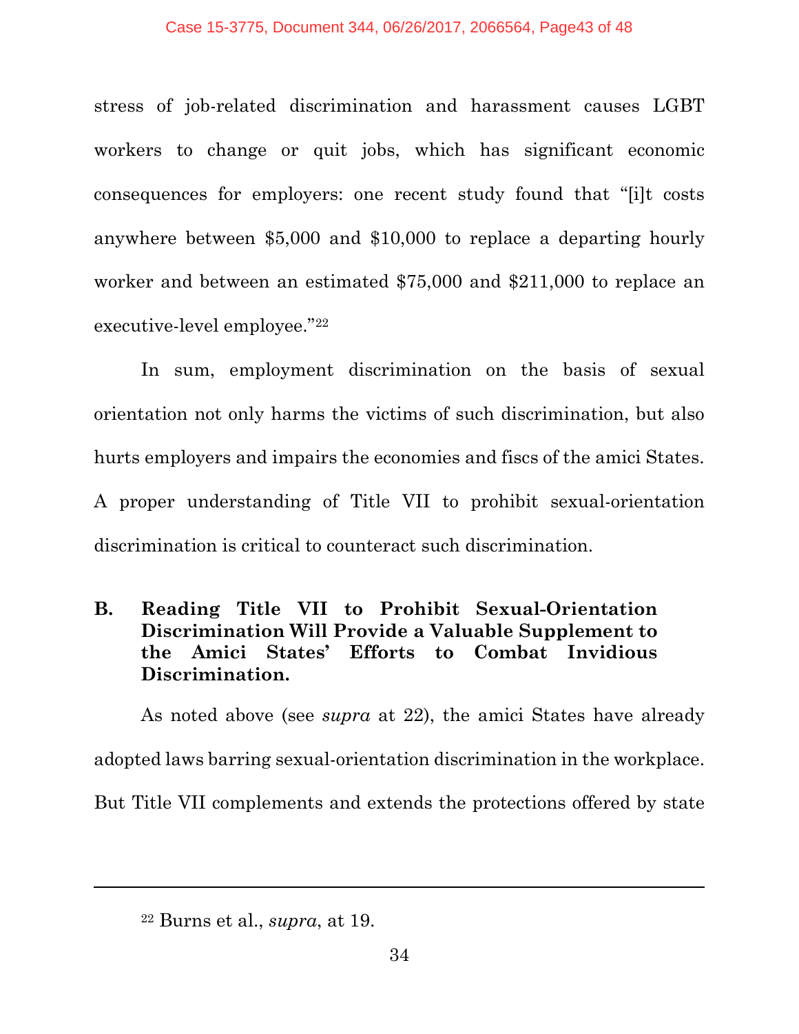stress of job-related discrimination and harassment causes LGBT workers to change or quit jobs, which has significant economic consequences for employers: one recent study found that "[i]t costs anywhere between $5,000 and $10,000 to replace a departing hourly worker and between an estimated $75,000 and $211,000 to replace an executive-level employee."[22]

In sum, employment discrimination on the basis of sexual orientation not only harms the victims of such discrimination, but also hurts employers and impairs the economies and fiscs of the amici States. A proper understanding of Title VII to prohibit sexual-orientation discrimination is critical to counteract such discrimination.

### B. Reading Title VII to Prohibit Sexual-Orientation Discrimination Will Provide a Valuable Supplement to the Amici States' Efforts to Combat Invidious Discrimination.

As noted above (see *supra* at 22), the amici States have already adopted laws barring sexual-orientation discrimination in the workplace. But Title VII complements and extends the protections offered by state

---

[22] Burns et al., *supra*, at 19.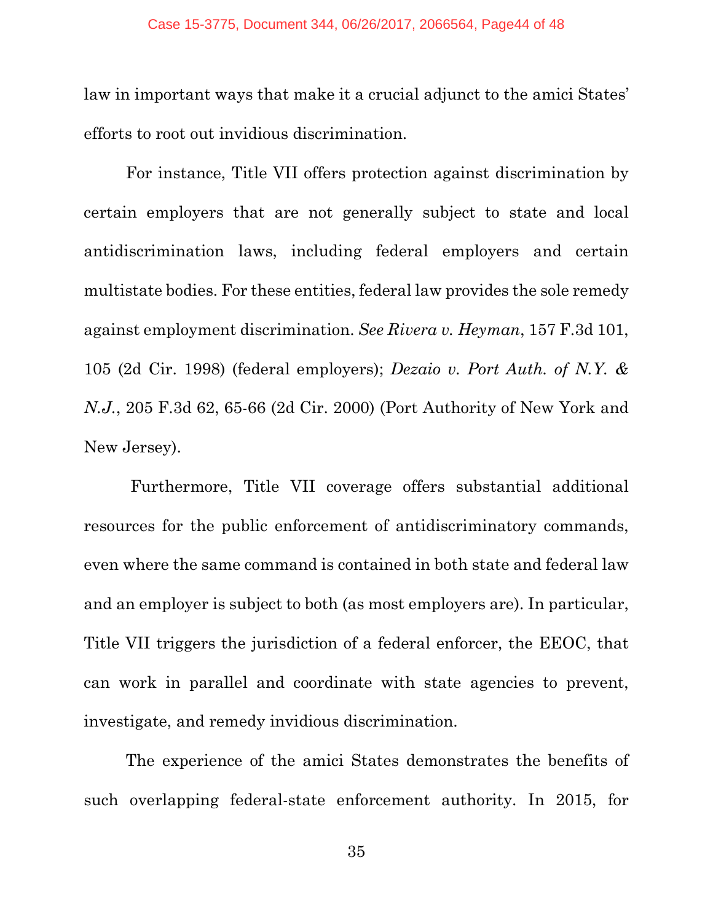law in important ways that make it a crucial adjunct to the amici States' efforts to root out invidious discrimination.

For instance, Title VII offers protection against discrimination by certain employers that are not generally subject to state and local antidiscrimination laws, including federal employers and certain multistate bodies. For these entities, federal law provides the sole remedy against employment discrimination. *See Rivera v. Heyman*, 157 F.3d 101, 105 (2d Cir. 1998) (federal employers); *Dezaio v. Port Auth. of N.Y. & N.J.*, 205 F.3d 62, 65-66 (2d Cir. 2000) (Port Authority of New York and New Jersey).

Furthermore, Title VII coverage offers substantial additional resources for the public enforcement of antidiscriminatory commands, even where the same command is contained in both state and federal law and an employer is subject to both (as most employers are). In particular, Title VII triggers the jurisdiction of a federal enforcer, the EEOC, that can work in parallel and coordinate with state agencies to prevent, investigate, and remedy invidious discrimination.

The experience of the amici States demonstrates the benefits of such overlapping federal-state enforcement authority. In 2015, for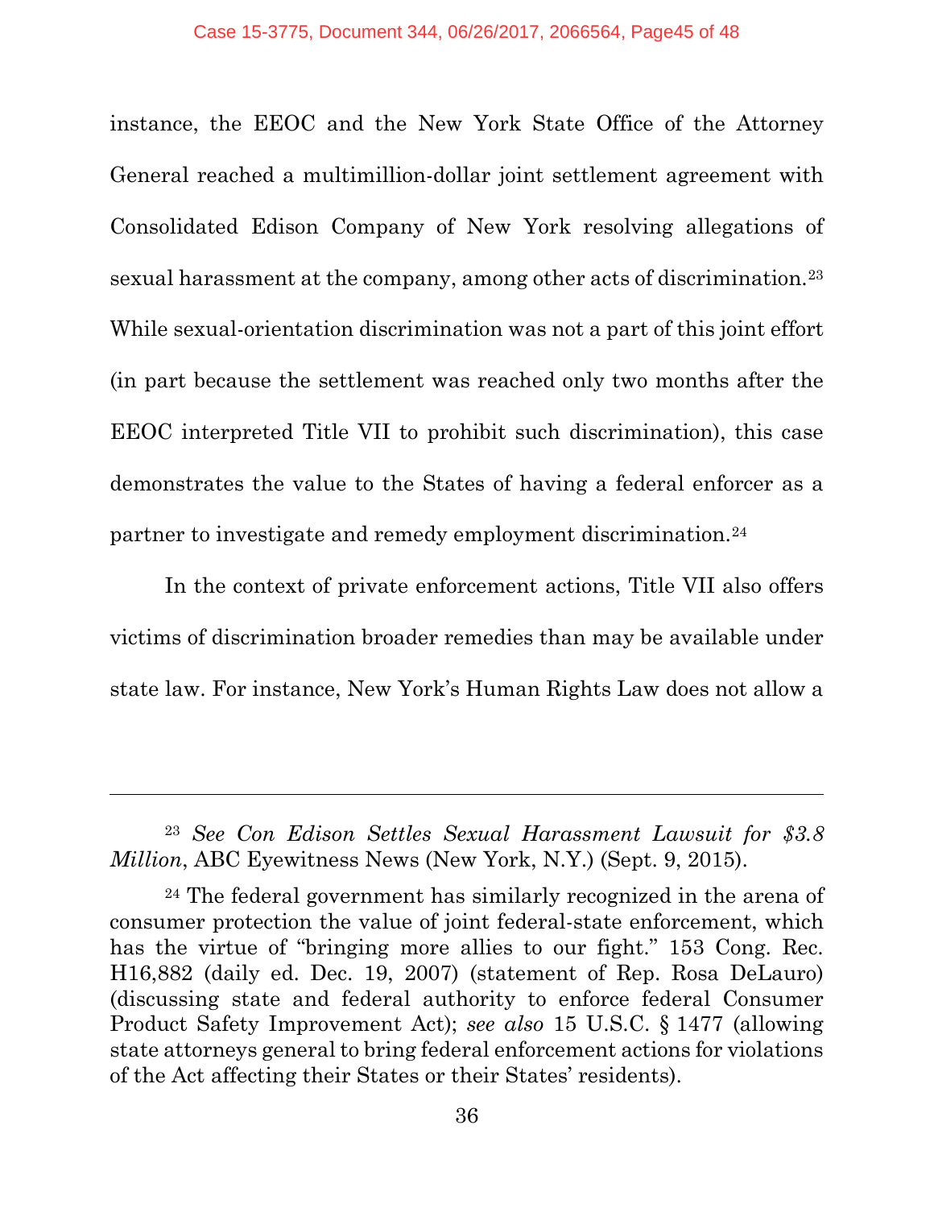instance, the EEOC and the New York State Office of the Attorney General reached a multimillion-dollar joint settlement agreement with Consolidated Edison Company of New York resolving allegations of sexual harassment at the company, among other acts of discrimination.[23] While sexual-orientation discrimination was not a part of this joint effort (in part because the settlement was reached only two months after the EEOC interpreted Title VII to prohibit such discrimination), this case demonstrates the value to the States of having a federal enforcer as a partner to investigate and remedy employment discrimination.[24]

In the context of private enforcement actions, Title VII also offers victims of discrimination broader remedies than may be available under state law. For instance, New York's Human Rights Law does not allow a

---

[23] *See Con Edison Settles Sexual Harassment Lawsuit for $3.8 Million*, ABC Eyewitness News (New York, N.Y.) (Sept. 9, 2015).

[24] The federal government has similarly recognized in the arena of consumer protection the value of joint federal-state enforcement, which has the virtue of "bringing more allies to our fight." 153 Cong. Rec. H16,882 (daily ed. Dec. 19, 2007) (statement of Rep. Rosa DeLauro) (discussing state and federal authority to enforce federal Consumer Product Safety Improvement Act); *see also* 15 U.S.C. § 1477 (allowing state attorneys general to bring federal enforcement actions for violations of the Act affecting their States or their States' residents).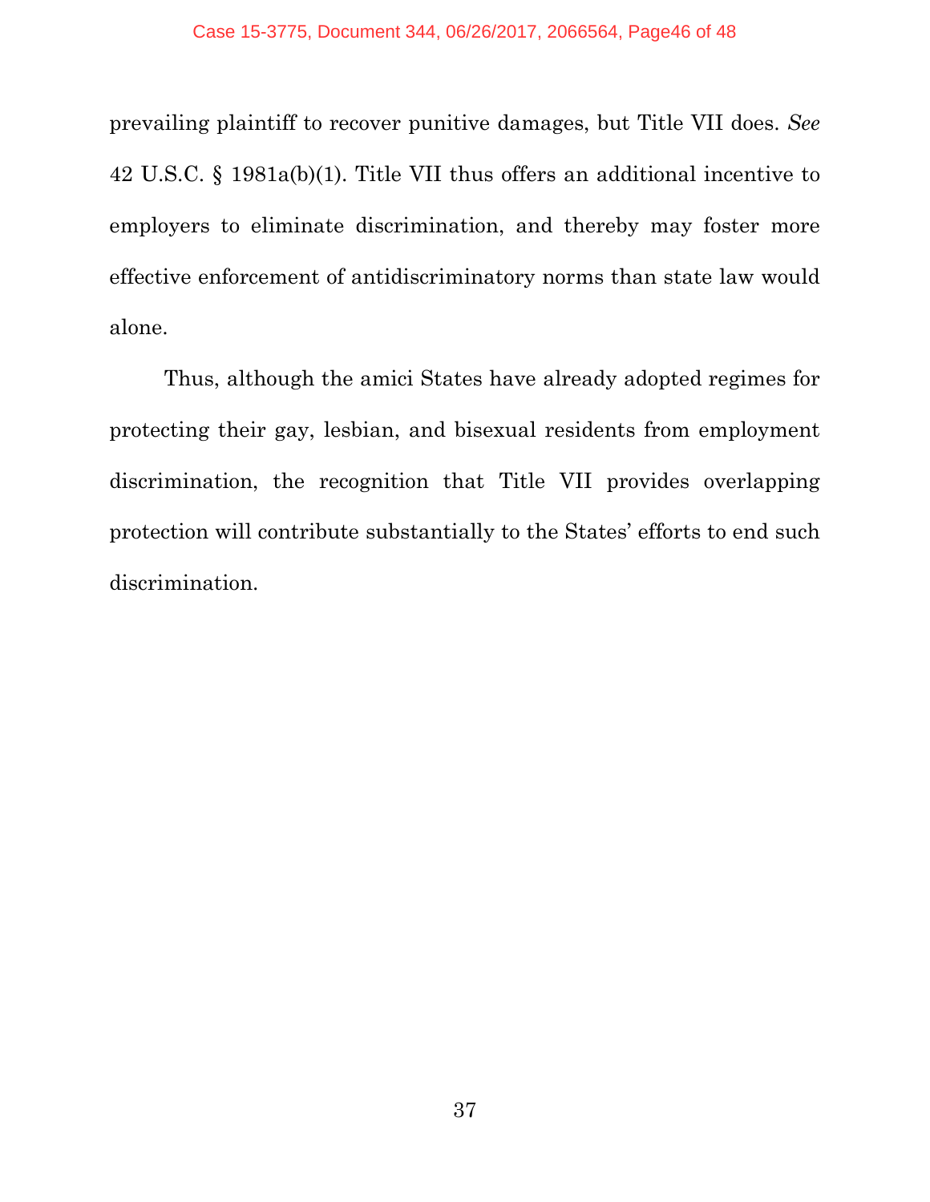prevailing plaintiff to recover punitive damages, but Title VII does. *See* 42 U.S.C. § 1981a(b)(1). Title VII thus offers an additional incentive to employers to eliminate discrimination, and thereby may foster more effective enforcement of antidiscriminatory norms than state law would alone.

Thus, although the amici States have already adopted regimes for protecting their gay, lesbian, and bisexual residents from employment discrimination, the recognition that Title VII provides overlapping protection will contribute substantially to the States' efforts to end such discrimination.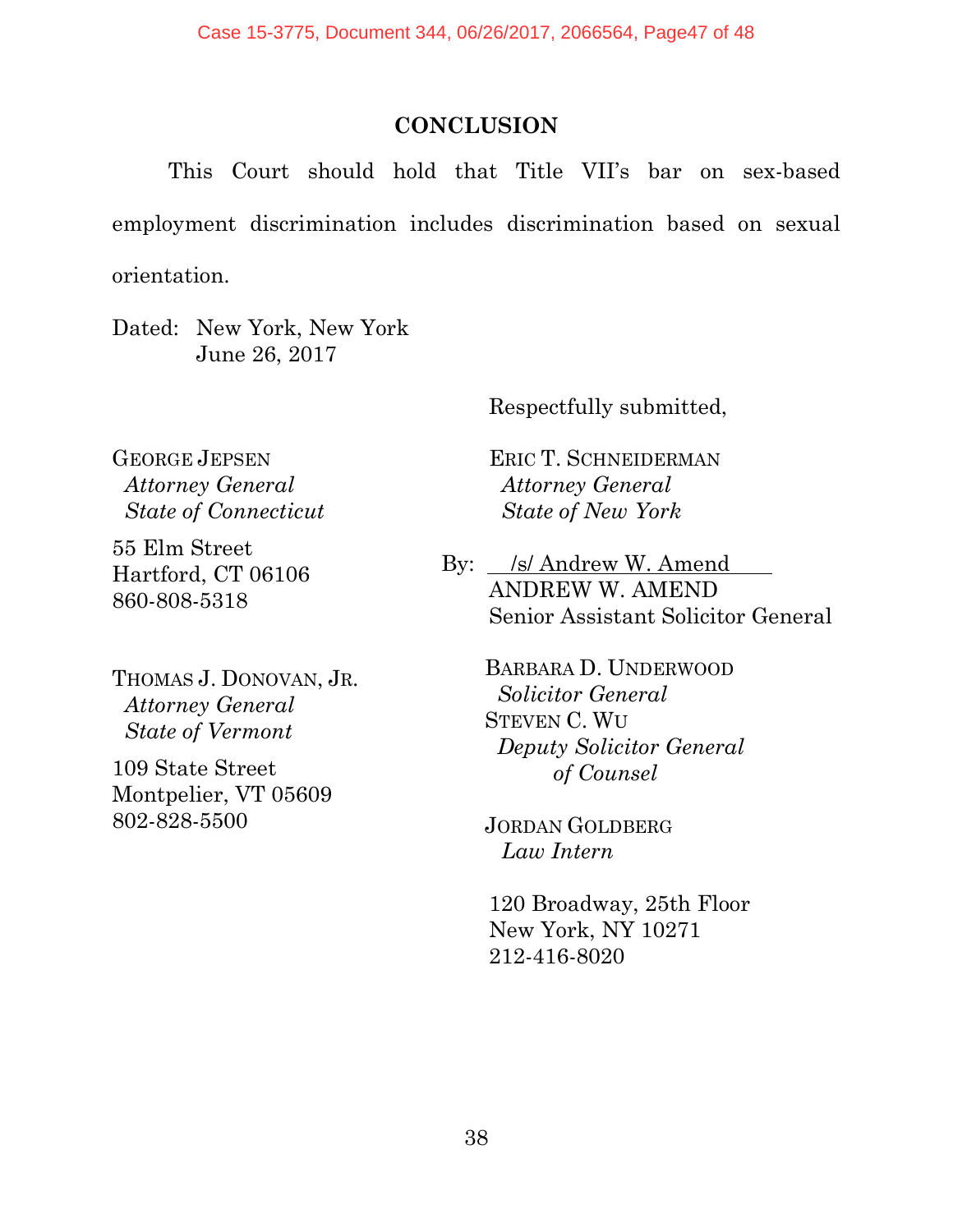## CONCLUSION

This Court should hold that Title VII's bar on sex-based employment discrimination includes discrimination based on sexual orientation.

Dated: New York, New York
June 26, 2017

Respectfully submitted,

ERIC T. SCHNEIDERMAN
*Attorney General*
*State of New York*

By: /s/ Andrew W. Amend
ANDREW W. AMEND
Senior Assistant Solicitor General

BARBARA D. UNDERWOOD
*Solicitor General*
STEVEN C. WU
*Deputy Solicitor General*
*of Counsel*

JORDAN GOLDBERG
*Law Intern*

120 Broadway, 25th Floor
New York, NY 10271
212-416-8020

GEORGE JEPSEN
*Attorney General*
*State of Connecticut*

55 Elm Street
Hartford, CT 06106
860-808-5318

THOMAS J. DONOVAN, JR.
*Attorney General*
*State of Vermont*

109 State Street
Montpelier, VT 05609
802-828-5500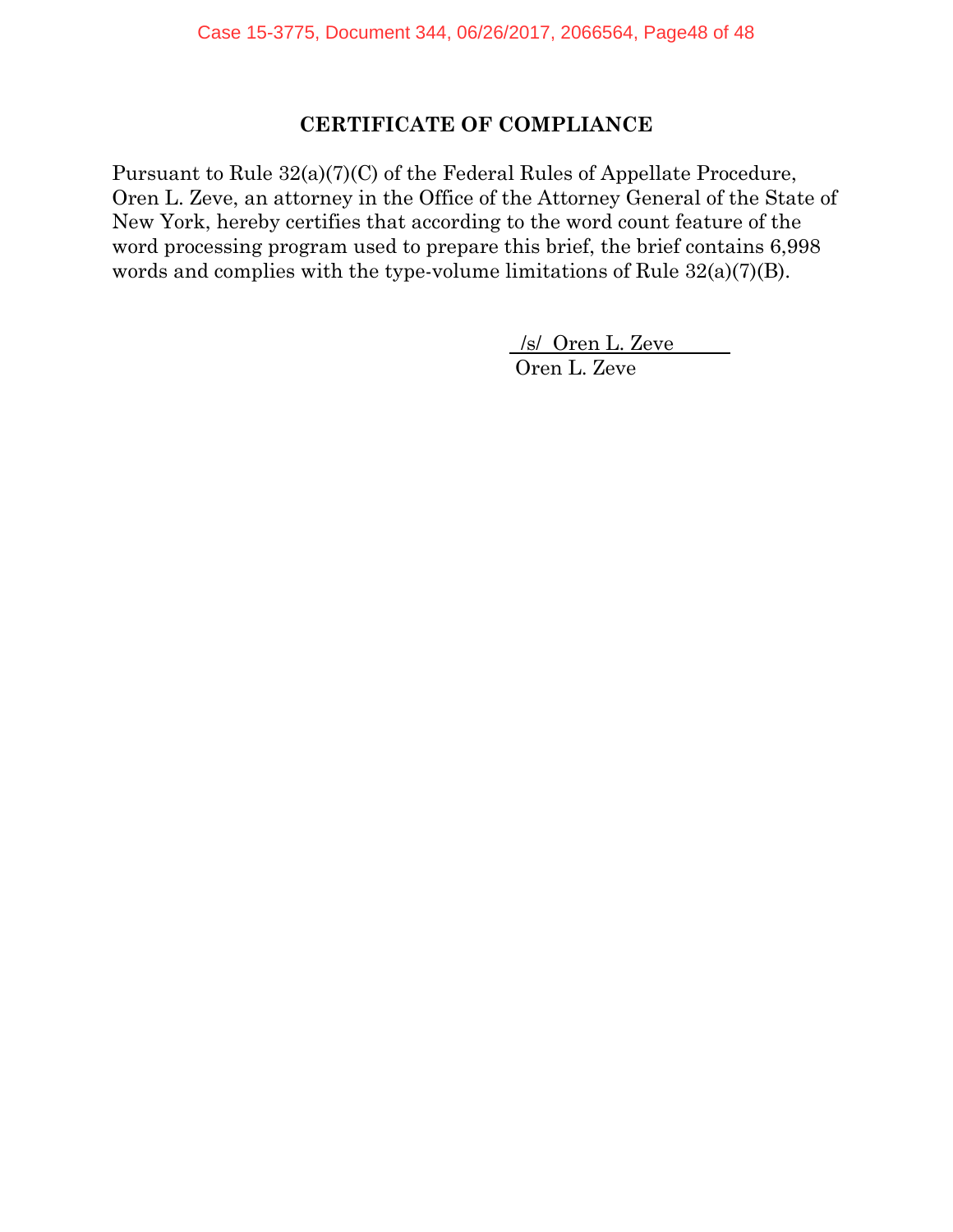## CERTIFICATE OF COMPLIANCE

Pursuant to Rule 32(a)(7)(C) of the Federal Rules of Appellate Procedure, Oren L. Zeve, an attorney in the Office of the Attorney General of the State of New York, hereby certifies that according to the word count feature of the word processing program used to prepare this brief, the brief contains 6,998 words and complies with the type-volume limitations of Rule 32(a)(7)(B).

/s/ Oren L. Zeve
Oren L. Zeve